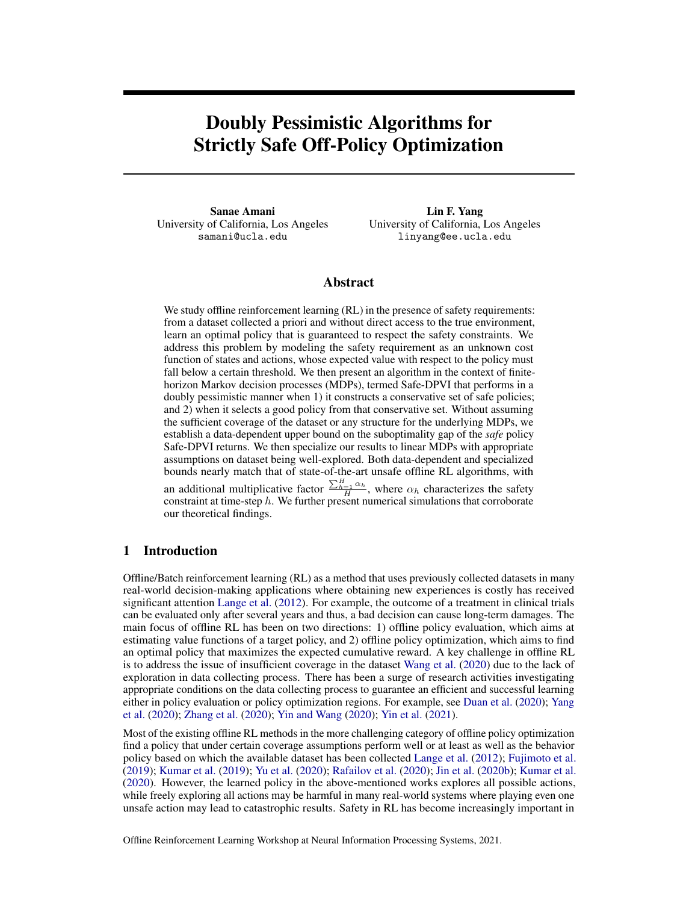# Doubly Pessimistic Algorithms for Strictly Safe Off-Policy Optimization

**Sanae Amani**
University of California, Los Angeles
samani@ucla.edu

**Lin F. Yang**
University of California, Los Angeles
linyang@ee.ucla.edu

## Abstract

We study offline reinforcement learning (RL) in the presence of safety requirements: from a dataset collected a priori and without direct access to the true environment, learn an optimal policy that is guaranteed to respect the safety constraints. We address this problem by modeling the safety requirement as an unknown cost function of states and actions, whose expected value with respect to the policy must fall below a certain threshold. We then present an algorithm in the context of finite-horizon Markov decision processes (MDPs), termed Safe-DPVI that performs in a doubly pessimistic manner when 1) it constructs a conservative set of safe policies; and 2) when it selects a good policy from that conservative set. Without assuming the sufficient coverage of the dataset or any structure for the underlying MDPs, we establish a data-dependent upper bound on the suboptimality gap of the *safe* policy Safe-DPVI returns. We then specialize our results to linear MDPs with appropriate assumptions on dataset being well-explored. Both data-dependent and specialized bounds nearly match that of state-of-the-art unsafe offline RL algorithms, with an additional multiplicative factor $\frac{\sum_{h=1}^{H}\alpha_h}{H}$, where $\alpha_h$ characterizes the safety constraint at time-step $h$. We further present numerical simulations that corroborate our theoretical findings.

## 1 Introduction

Offline/Batch reinforcement learning (RL) as a method that uses previously collected datasets in many real-world decision-making applications where obtaining new experiences is costly has received significant attention Lange et al. (2012). For example, the outcome of a treatment in clinical trials can be evaluated only after several years and thus, a bad decision can cause long-term damages. The main focus of offline RL has been on two directions: 1) offline policy evaluation, which aims at estimating value functions of a target policy, and 2) offline policy optimization, which aims to find an optimal policy that maximizes the expected cumulative reward. A key challenge in offline RL is to address the issue of insufficient coverage in the dataset Wang et al. (2020) due to the lack of exploration in data collecting process. There has been a surge of research activities investigating appropriate conditions on the data collecting process to guarantee an efficient and successful learning either in policy evaluation or policy optimization regions. For example, see Duan et al. (2020); Yang et al. (2020); Zhang et al. (2020); Yin and Wang (2020); Yin et al. (2021).

Most of the existing offline RL methods in the more challenging category of offline policy optimization find a policy that under certain coverage assumptions perform well or at least as well as the behavior policy based on which the available dataset has been collected Lange et al. (2012); Fujimoto et al. (2019); Kumar et al. (2019); Yu et al. (2020); Rafailov et al. (2020); Jin et al. (2020b); Kumar et al. (2020). However, the learned policy in the above-mentioned works explores all possible actions, while freely exploring all actions may be harmful in many real-world systems where playing even one unsafe action may lead to catastrophic results. Safety in RL has become increasingly important in

Offline Reinforcement Learning Workshop at Neural Information Processing Systems, 2021.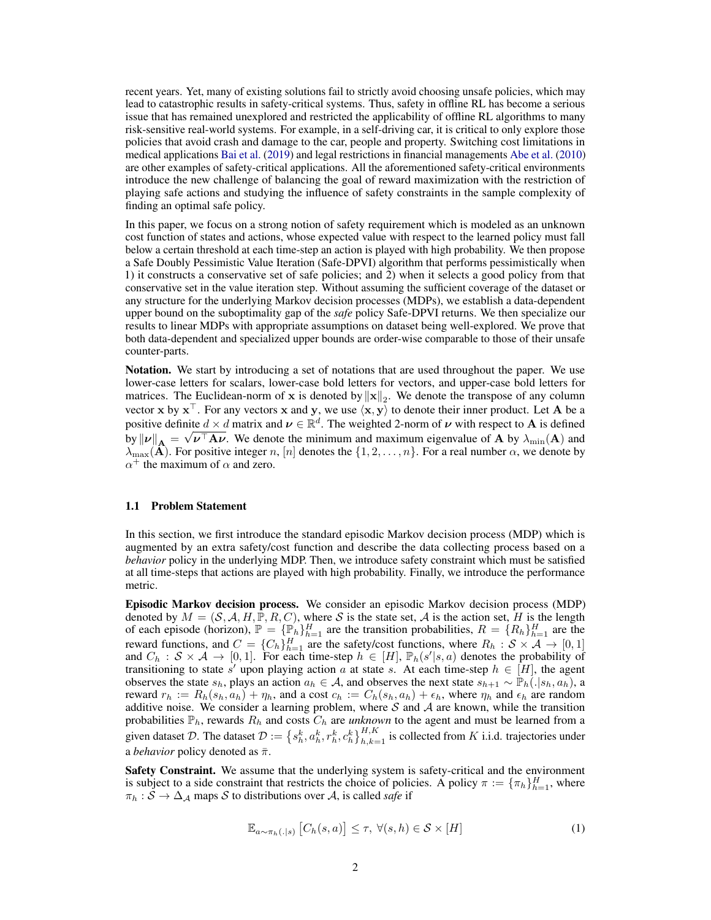recent years. Yet, many of existing solutions fail to strictly avoid choosing unsafe policies, which may lead to catastrophic results in safety-critical systems. Thus, safety in offline RL has become a serious issue that has remained unexplored and restricted the applicability of offline RL algorithms to many risk-sensitive real-world systems. For example, in a self-driving car, it is critical to only explore those policies that avoid crash and damage to the car, people and property. Switching cost limitations in medical applications Bai et al. (2019) and legal restrictions in financial managements Abe et al. (2010) are other examples of safety-critical applications. All the aforementioned safety-critical environments introduce the new challenge of balancing the goal of reward maximization with the restriction of playing safe actions and studying the influence of safety constraints in the sample complexity of finding an optimal safe policy.

In this paper, we focus on a strong notion of safety requirement which is modeled as an unknown cost function of states and actions, whose expected value with respect to the learned policy must fall below a certain threshold at each time-step an action is played with high probability. We then propose a Safe Doubly Pessimistic Value Iteration (Safe-DPVI) algorithm that performs pessimistically when 1) it constructs a conservative set of safe policies; and 2) when it selects a good policy from that conservative set in the value iteration step. Without assuming the sufficient coverage of the dataset or any structure for the underlying Markov decision processes (MDPs), we establish a data-dependent upper bound on the suboptimality gap of the *safe* policy Safe-DPVI returns. We then specialize our results to linear MDPs with appropriate assumptions on dataset being well-explored. We prove that both data-dependent and specialized upper bounds are order-wise comparable to those of their unsafe counter-parts.

**Notation.** We start by introducing a set of notations that are used throughout the paper. We use lower-case letters for scalars, lower-case bold letters for vectors, and upper-case bold letters for matrices. The Euclidean-norm of $\mathbf{x}$ is denoted by $\|\mathbf{x}\|_2$. We denote the transpose of any column vector $\mathbf{x}$ by $\mathbf{x}^\top$. For any vectors $\mathbf{x}$ and $\mathbf{y}$, we use $\langle \mathbf{x}, \mathbf{y} \rangle$ to denote their inner product. Let $\mathbf{A}$ be a positive definite $d \times d$ matrix and $\boldsymbol{\nu} \in \mathbb{R}^d$. The weighted 2-norm of $\boldsymbol{\nu}$ with respect to $\mathbf{A}$ is defined by $\|\boldsymbol{\nu}\|_{\mathbf{A}} = \sqrt{\boldsymbol{\nu}^\top \mathbf{A} \boldsymbol{\nu}}$. We denote the minimum and maximum eigenvalue of $\mathbf{A}$ by $\lambda_{\min}(\mathbf{A})$ and $\lambda_{\max}(\mathbf{A})$. For positive integer $n$, $[n]$ denotes the $\{1, 2, \ldots, n\}$. For a real number $\alpha$, we denote by $\alpha^+$ the maximum of $\alpha$ and zero.

### 1.1 Problem Statement

In this section, we first introduce the standard episodic Markov decision process (MDP) which is augmented by an extra safety/cost function and describe the data collecting process based on a *behavior* policy in the underlying MDP. Then, we introduce safety constraint which must be satisfied at all time-steps that actions are played with high probability. Finally, we introduce the performance metric.

**Episodic Markov decision process.** We consider an episodic Markov decision process (MDP) denoted by $M = (\mathcal{S}, \mathcal{A}, H, \mathbb{P}, R, C)$, where $\mathcal{S}$ is the state set, $\mathcal{A}$ is the action set, $H$ is the length of each episode (horizon), $\mathbb{P} = \{\mathbb{P}_h\}_{h=1}^H$ are the transition probabilities, $R = \{R_h\}_{h=1}^H$ are the reward functions, and $C = \{C_h\}_{h=1}^H$ are the safety/cost functions, where $R_h : \mathcal{S} \times \mathcal{A} \to [0, 1]$ and $C_h : \mathcal{S} \times \mathcal{A} \to [0, 1]$. For each time-step $h \in [H]$, $\mathbb{P}_h(s'|s, a)$ denotes the probability of transitioning to state $s'$ upon playing action $a$ at state $s$. At each time-step $h \in [H]$, the agent observes the state $s_h$, plays an action $a_h \in \mathcal{A}$, and observes the next state $s_{h+1} \sim \mathbb{P}_h(.|s_h, a_h)$, a reward $r_h := R_h(s_h, a_h) + \eta_h$, and a cost $c_h := C_h(s_h, a_h) + \epsilon_h$, where $\eta_h$ and $\epsilon_h$ are random additive noise. We consider a learning problem, where $\mathcal{S}$ and $\mathcal{A}$ are known, while the transition probabilities $\mathbb{P}_h$, rewards $R_h$ and costs $C_h$ are *unknown* to the agent and must be learned from a given dataset $\mathcal{D}$. The dataset $\mathcal{D} := \left\{s_h^k, a_h^k, r_h^k, c_h^k\right\}_{h,k=1}^{H,K}$ is collected from $K$ i.i.d. trajectories under a *behavior* policy denoted as $\bar{\pi}$.

**Safety Constraint.** We assume that the underlying system is safety-critical and the environment is subject to a side constraint that restricts the choice of policies. A policy $\pi := \{\pi_h\}_{h=1}^H$, where $\pi_h : \mathcal{S} \to \Delta_{\mathcal{A}}$ maps $\mathcal{S}$ to distributions over $\mathcal{A}$, is called *safe* if

$$\mathbb{E}_{a \sim \pi_h(.|s)} \left[C_h(s, a)\right] \leq \tau, \ \forall (s, h) \in \mathcal{S} \times [H] \tag{1}$$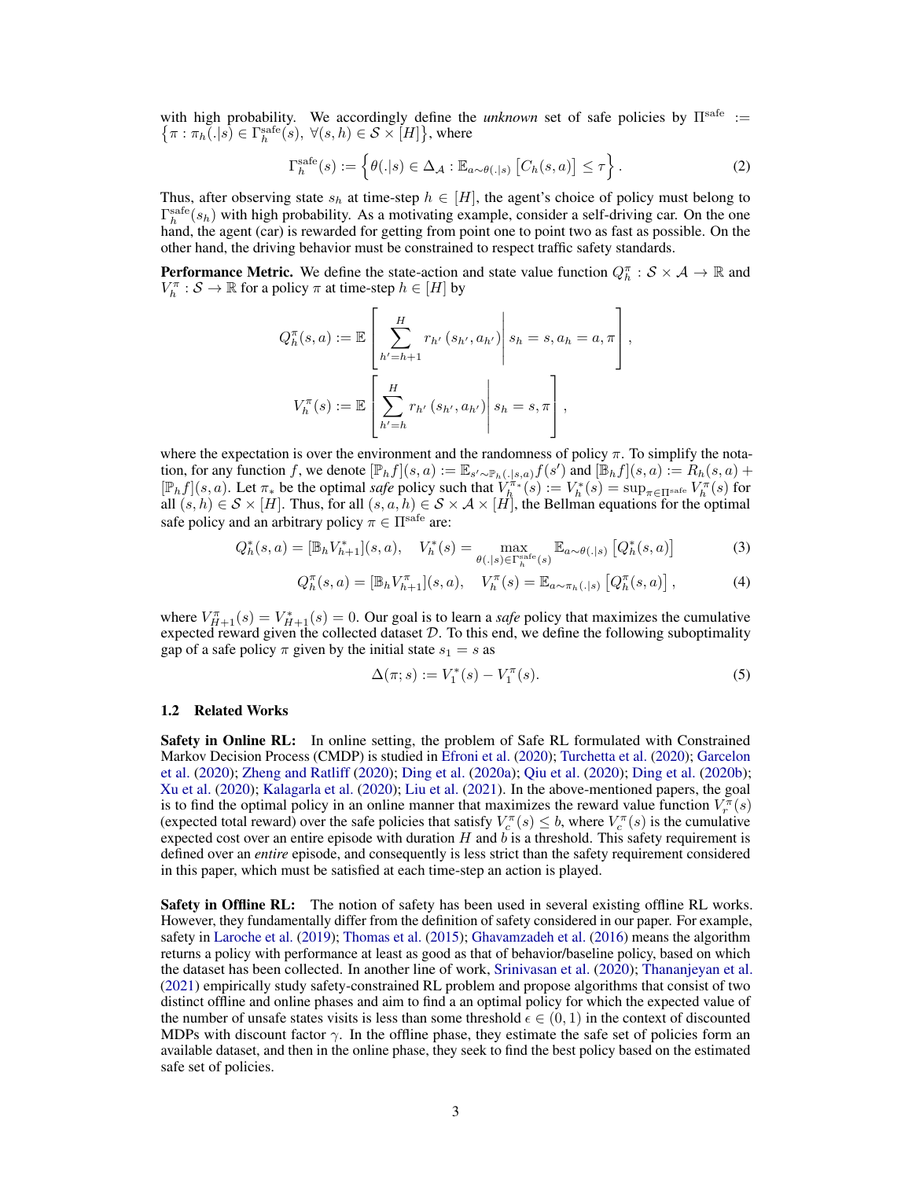with high probability. We accordingly define the *unknown* set of safe policies by $\Pi^{\text{safe}} := \left\{\pi : \pi_h(.|s) \in \Gamma_h^{\text{safe}}(s),\ \forall (s,h) \in \mathcal{S} \times [H]\right\}$, where

$$
\Gamma_h^{\text{safe}}(s) := \left\{\theta(.|s) \in \Delta_{\mathcal{A}} : \mathbb{E}_{a \sim \theta(.|s)}\left[C_h(s,a)\right] \le \tau\right\}. \tag{2}
$$

Thus, after observing state $s_h$ at time-step $h \in [H]$, the agent's choice of policy must belong to $\Gamma_h^{\text{safe}}(s_h)$ with high probability. As a motivating example, consider a self-driving car. On the one hand, the agent (car) is rewarded for getting from point one to point two as fast as possible. On the other hand, the driving behavior must be constrained to respect traffic safety standards.

**Performance Metric.** We define the state-action and state value function $Q_h^\pi : \mathcal{S} \times \mathcal{A} \to \mathbb{R}$ and $V_h^\pi : \mathcal{S} \to \mathbb{R}$ for a policy $\pi$ at time-step $h \in [H]$ by

$$
Q_h^\pi(s,a) := \mathbb{E}\left[\sum_{h'=h+1}^{H} r_{h'}\left(s_{h'}, a_{h'}\right) \middle| s_h = s, a_h = a, \pi\right],
$$

$$
V_h^\pi(s) := \mathbb{E}\left[\sum_{h'=h}^{H} r_{h'}\left(s_{h'}, a_{h'}\right) \middle| s_h = s, \pi\right],
$$

where the expectation is over the environment and the randomness of policy $\pi$. To simplify the notation, for any function $f$, we denote $[\mathbb{P}_h f](s,a) := \mathbb{E}_{s' \sim \mathbb{P}_h(.|s,a)} f(s')$ and $[\mathbb{B}_h f](s,a) := R_h(s,a) + [\mathbb{P}_h f](s,a)$. Let $\pi_*$ be the optimal *safe* policy such that $V_h^{\pi_*}(s) := V_h^*(s) = \sup_{\pi \in \Pi^{\text{safe}}} V_h^\pi(s)$ for all $(s,h) \in \mathcal{S} \times [H]$. Thus, for all $(s,a,h) \in \mathcal{S} \times \mathcal{A} \times [H]$, the Bellman equations for the optimal safe policy and an arbitrary policy $\pi \in \Pi^{\text{safe}}$ are:

$$
Q_h^*(s,a) = [\mathbb{B}_h V_{h+1}^*](s,a), \quad V_h^*(s) = \max_{\theta(.|s) \in \Gamma_h^{\text{safe}}(s)} \mathbb{E}_{a \sim \theta(.|s)}\left[Q_h^*(s,a)\right] \tag{3}
$$

$$
Q_h^\pi(s,a) = [\mathbb{B}_h V_{h+1}^\pi](s,a), \quad V_h^\pi(s) = \mathbb{E}_{a \sim \pi_h(.|s)}\left[Q_h^\pi(s,a)\right], \tag{4}
$$

where $V_{H+1}^\pi(s) = V_{H+1}^*(s) = 0$. Our goal is to learn a *safe* policy that maximizes the cumulative expected reward given the collected dataset $\mathcal{D}$. To this end, we define the following suboptimality gap of a safe policy $\pi$ given by the initial state $s_1 = s$ as

$$
\Delta(\pi; s) := V_1^*(s) - V_1^\pi(s). \tag{5}
$$

### 1.2 Related Works

**Safety in Online RL:** In online setting, the problem of Safe RL formulated with Constrained Markov Decision Process (CMDP) is studied in Efroni et al. (2020); Turchetta et al. (2020); Garcelon et al. (2020); Zheng and Ratliff (2020); Ding et al. (2020a); Qiu et al. (2020); Ding et al. (2020b); Xu et al. (2020); Kalagarla et al. (2020); Liu et al. (2021). In the above-mentioned papers, the goal is to find the optimal policy in an online manner that maximizes the reward value function $V_r^\pi(s)$ (expected total reward) over the safe policies that satisfy $V_c^\pi(s) \le b$, where $V_c^\pi(s)$ is the cumulative expected cost over an entire episode with duration $H$ and $b$ is a threshold. This safety requirement is defined over an *entire* episode, and consequently is less strict than the safety requirement considered in this paper, which must be satisfied at each time-step an action is played.

**Safety in Offline RL:** The notion of safety has been used in several existing offline RL works. However, they fundamentally differ from the definition of safety considered in our paper. For example, safety in Laroche et al. (2019); Thomas et al. (2015); Ghavamzadeh et al. (2016) means the algorithm returns a policy with performance at least as good as that of behavior/baseline policy, based on which the dataset has been collected. In another line of work, Srinivasan et al. (2020); Thananjeyan et al. (2021) empirically study safety-constrained RL problem and propose algorithms that consist of two distinct offline and online phases and aim to find a an optimal policy for which the expected value of the number of unsafe states visits is less than some threshold $\epsilon \in (0,1)$ in the context of discounted MDPs with discount factor $\gamma$. In the offline phase, they estimate the safe set of policies form an available dataset, and then in the online phase, they seek to find the best policy based on the estimated safe set of policies.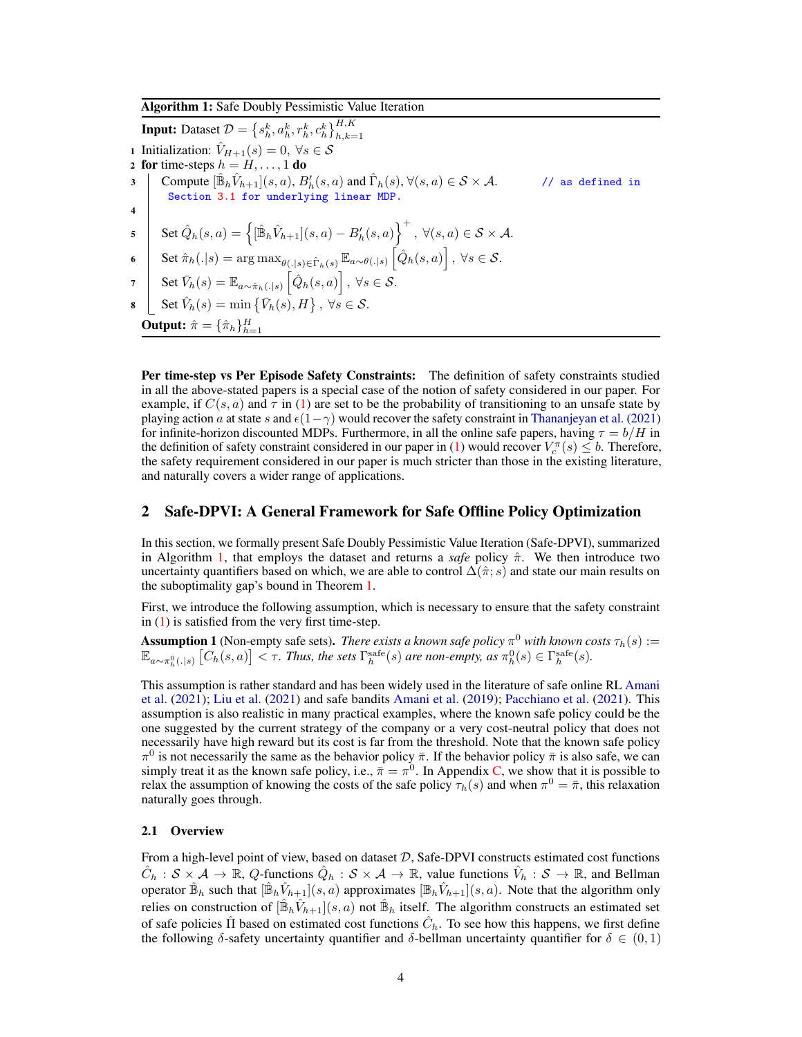**Algorithm 1:** Safe Doubly Pessimistic Value Iteration

**Input:** Dataset $\mathcal{D} = \{s_h^k, a_h^k, r_h^k, c_h^k\}_{h,k=1}^{H,K}$

1 Initialization: $\hat{V}_{H+1}(s) = 0, \ \forall s \in \mathcal{S}$

2 **for** time-steps $h = H, \ldots, 1$ **do**

3 &nbsp;&nbsp;&nbsp;&nbsp;Compute $[\hat{\mathbb{B}}_h \hat{V}_{h+1}](s,a)$, $B'_h(s,a)$ and $\hat{\Gamma}_h(s), \forall (s,a) \in \mathcal{S} \times \mathcal{A}$. &nbsp;&nbsp;&nbsp;&nbsp;// as defined in Section 3.1 for underlying linear MDP.

4

5 &nbsp;&nbsp;&nbsp;&nbsp;Set $\hat{Q}_h(s,a) = \left\{[\hat{\mathbb{B}}_h \hat{V}_{h+1}](s,a) - B'_h(s,a)\right\}^+, \ \forall (s,a) \in \mathcal{S} \times \mathcal{A}$.

6 &nbsp;&nbsp;&nbsp;&nbsp;Set $\hat{\pi}_h(.|s) = \arg\max_{\theta(.|s) \in \hat{\Gamma}_h(s)} \mathbb{E}_{a \sim \theta(.|s)} \left[\hat{Q}_h(s,a)\right], \ \forall s \in \mathcal{S}$.

7 &nbsp;&nbsp;&nbsp;&nbsp;Set $\bar{V}_h(s) = \mathbb{E}_{a \sim \hat{\pi}_h(.|s)} \left[\hat{Q}_h(s,a)\right], \ \forall s \in \mathcal{S}$.

8 &nbsp;&nbsp;&nbsp;&nbsp;Set $\hat{V}_h(s) = \min\left\{\bar{V}_h(s), H\right\}, \ \forall s \in \mathcal{S}$.

**Output:** $\hat{\pi} = \{\hat{\pi}_h\}_{h=1}^H$

**Per time-step vs Per Episode Safety Constraints:** The definition of safety constraints studied in all the above-stated papers is a special case of the notion of safety considered in our paper. For example, if $C(s,a)$ and $\tau$ in (1) are set to be the probability of transitioning to an unsafe state by playing action $a$ at state $s$ and $\epsilon(1-\gamma)$ would recover the safety constraint in Thananjeyan et al. (2021) for infinite-horizon discounted MDPs. Furthermore, in all the online safe papers, having $\tau = b/H$ in the definition of safety constraint considered in our paper in (1) would recover $V_c^\pi(s) \leq b$. Therefore, the safety requirement considered in our paper is much stricter than those in the existing literature, and naturally covers a wider range of applications.

## 2 Safe-DPVI: A General Framework for Safe Offline Policy Optimization

In this section, we formally present Safe Doubly Pessimistic Value Iteration (Safe-DPVI), summarized in Algorithm 1, that employs the dataset and returns a *safe* policy $\hat{\pi}$. We then introduce two uncertainty quantifiers based on which, we are able to control $\Delta(\hat{\pi}; s)$ and state our main results on the suboptimality gap's bound in Theorem 1.

First, we introduce the following assumption, which is necessary to ensure that the safety constraint in (1) is satisfied from the very first time-step.

**Assumption 1** (Non-empty safe sets)**.** *There exists a known safe policy $\pi^0$ with known costs $\tau_h(s) := \mathbb{E}_{a \sim \pi_h^0(.|s)}\left[C_h(s,a)\right] < \tau$. Thus, the sets $\Gamma_h^{\text{safe}}(s)$ are non-empty, as $\pi_h^0(s) \in \Gamma_h^{\text{safe}}(s)$.*

This assumption is rather standard and has been widely used in the literature of safe online RL Amani et al. (2021); Liu et al. (2021) and safe bandits Amani et al. (2019); Pacchiano et al. (2021). This assumption is also realistic in many practical examples, where the known safe policy could be the one suggested by the current strategy of the company or a very cost-neutral policy that does not necessarily have high reward but its cost is far from the threshold. Note that the known safe policy $\pi^0$ is not necessarily the same as the behavior policy $\bar{\pi}$. If the behavior policy $\bar{\pi}$ is also safe, we can simply treat it as the known safe policy, i.e., $\bar{\pi} = \pi^0$. In Appendix C, we show that it is possible to relax the assumption of knowing the costs of the safe policy $\tau_h(s)$ and when $\pi^0 = \bar{\pi}$, this relaxation naturally goes through.

### 2.1 Overview

From a high-level point of view, based on dataset $\mathcal{D}$, Safe-DPVI constructs estimated cost functions $\hat{C}_h : \mathcal{S} \times \mathcal{A} \to \mathbb{R}$, $Q$-functions $\hat{Q}_h : \mathcal{S} \times \mathcal{A} \to \mathbb{R}$, value functions $\hat{V}_h : \mathcal{S} \to \mathbb{R}$, and Bellman operator $\hat{\mathbb{B}}_h$ such that $[\hat{\mathbb{B}}_h \hat{V}_{h+1}](s,a)$ approximates $[\mathbb{B}_h \hat{V}_{h+1}](s,a)$. Note that the algorithm only relies on construction of $[\hat{\mathbb{B}}_h \hat{V}_{h+1}](s,a)$ not $\hat{\mathbb{B}}_h$ itself. The algorithm constructs an estimated set of safe policies $\hat{\Pi}$ based on estimated cost functions $\hat{C}_h$. To see how this happens, we first define the following $\delta$-safety uncertainty quantifier and $\delta$-bellman uncertainty quantifier for $\delta \in (0,1)$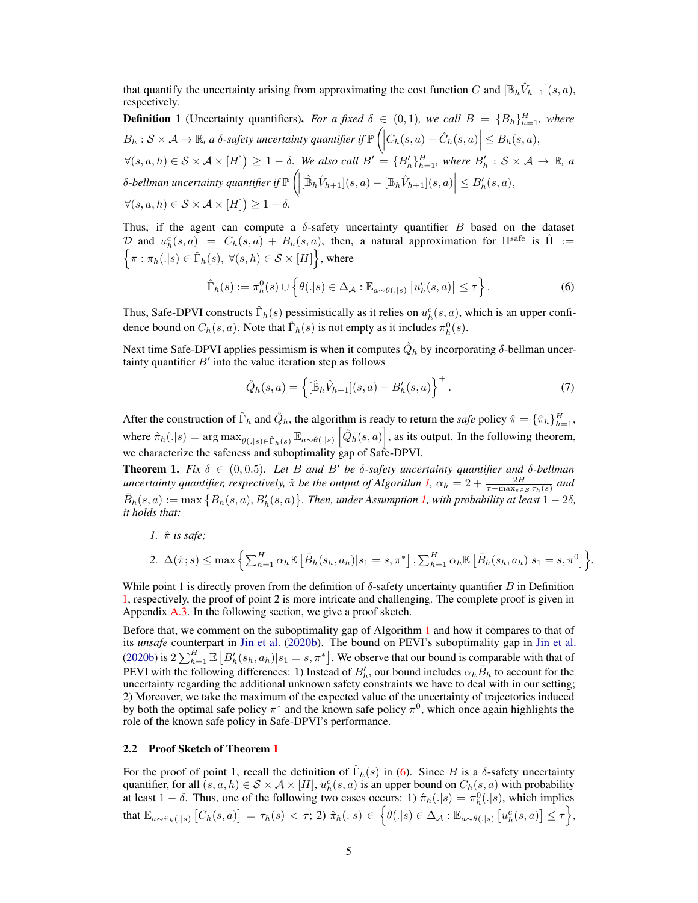that quantify the uncertainty arising from approximating the cost function $C$ and $[\mathbb{B}_h \hat{V}_{h+1}](s,a)$, respectively.

**Definition 1** (Uncertainty quantifiers)**.** *For a fixed $\delta \in (0,1)$, we call $B = \{B_h\}_{h=1}^H$, where $B_h : \mathcal{S} \times \mathcal{A} \to \mathbb{R}$, a $\delta$-safety uncertainty quantifier if $\mathbb{P}\Big(\Big|C_h(s,a) - \hat{C}_h(s,a)\Big| \leq B_h(s,a),$ $\forall (s,a,h) \in \mathcal{S} \times \mathcal{A} \times [H]\Big) \geq 1 - \delta$. We also call $B' = \{B'_h\}_{h=1}^H$, where $B'_h : \mathcal{S} \times \mathcal{A} \to \mathbb{R}$, a $\delta$-bellman uncertainty quantifier if $\mathbb{P}\Big(\Big|[\hat{\mathbb{B}}_h \hat{V}_{h+1}](s,a) - [\mathbb{B}_h \hat{V}_{h+1}](s,a)\Big| \leq B'_h(s,a),$ $\forall (s,a,h) \in \mathcal{S} \times \mathcal{A} \times [H]\Big) \geq 1 - \delta$.*

Thus, if the agent can compute a $\delta$-safety uncertainty quantifier $B$ based on the dataset $\mathcal{D}$ and $u_h^c(s,a) = C_h(s,a) + B_h(s,a)$, then, a natural approximation for $\Pi^{\text{safe}}$ is $\hat{\Pi} := \Big\{\pi : \pi_h(.|s) \in \hat{\Gamma}_h(s),\ \forall (s,h) \in \mathcal{S} \times [H]\Big\}$, where

$$\hat{\Gamma}_h(s) := \pi_h^0(s) \cup \Big\{\theta(.|s) \in \Delta_{\mathcal{A}} : \mathbb{E}_{a \sim \theta(.|s)}\left[u_h^c(s,a)\right] \leq \tau\Big\}. \tag{6}$$

Thus, Safe-DPVI constructs $\hat{\Gamma}_h(s)$ pessimistically as it relies on $u_h^c(s,a)$, which is an upper confidence bound on $C_h(s,a)$. Note that $\hat{\Gamma}_h(s)$ is not empty as it includes $\pi_h^0(s)$.

Next time Safe-DPVI applies pessimism is when it computes $\hat{Q}_h$ by incorporating $\delta$-bellman uncertainty quantifier $B'$ into the value iteration step as follows

$$\hat{Q}_h(s,a) = \Big\{[\hat{\mathbb{B}}_h \hat{V}_{h+1}](s,a) - B'_h(s,a)\Big\}^+. \tag{7}$$

After the construction of $\hat{\Gamma}_h$ and $\hat{Q}_h$, the algorithm is ready to return the *safe* policy $\hat{\pi} = \{\hat{\pi}_h\}_{h=1}^H$, where $\hat{\pi}_h(.|s) = \arg\max_{\theta(.|s) \in \hat{\Gamma}_h(s)} \mathbb{E}_{a \sim \theta(.|s)}\Big[\hat{Q}_h(s,a)\Big]$, as its output. In the following theorem, we characterize the safeness and suboptimality gap of Safe-DPVI.

**Theorem 1.** *Fix $\delta \in (0, 0.5)$. Let $B$ and $B'$ be $\delta$-safety uncertainty quantifier and $\delta$-bellman uncertainty quantifier, respectively, $\hat{\pi}$ be the output of Algorithm 1, $\alpha_h = 2 + \frac{2H}{\tau - \max_{s \in \mathcal{S}} \tau_h(s)}$ and $\bar{B}_h(s,a) := \max\big\{B_h(s,a), B'_h(s,a)\big\}$. Then, under Assumption 1, with probability at least $1 - 2\delta$, it holds that:*

1. *$\hat{\pi}$ is safe;*
2. *$\Delta(\hat{\pi}; s) \leq \max\Big\{\sum_{h=1}^H \alpha_h \mathbb{E}\left[\bar{B}_h(s_h,a_h)|s_1 = s, \pi^*\right], \sum_{h=1}^H \alpha_h \mathbb{E}\left[\bar{B}_h(s_h,a_h)|s_1 = s, \pi^0\right]\Big\}$.*

While point 1 is directly proven from the definition of $\delta$-safety uncertainty quantifier $B$ in Definition 1, respectively, the proof of point 2 is more intricate and challenging. The complete proof is given in Appendix A.3. In the following section, we give a proof sketch.

Before that, we comment on the suboptimality gap of Algorithm 1 and how it compares to that of its *unsafe* counterpart in Jin et al. (2020b). The bound on PEVI's suboptimality gap in Jin et al. (2020b) is $2\sum_{h=1}^H \mathbb{E}\left[B'_h(s_h,a_h)|s_1 = s, \pi^*\right]$. We observe that our bound is comparable with that of PEVI with the following differences: 1) Instead of $B'_h$, our bound includes $\alpha_h \bar{B}_h$ to account for the uncertainty regarding the additional unknown safety constraints we have to deal with in our setting; 2) Moreover, we take the maximum of the expected value of the uncertainty of trajectories induced by both the optimal safe policy $\pi^*$ and the known safe policy $\pi^0$, which once again highlights the role of the known safe policy in Safe-DPVI's performance.

## 2.2 Proof Sketch of Theorem 1

For the proof of point 1, recall the definition of $\hat{\Gamma}_h(s)$ in (6). Since $B$ is a $\delta$-safety uncertainty quantifier, for all $(s,a,h) \in \mathcal{S} \times \mathcal{A} \times [H]$, $u_h^c(s,a)$ is an upper bound on $C_h(s,a)$ with probability at least $1 - \delta$. Thus, one of the following two cases occurs: 1) $\hat{\pi}_h(.|s) = \pi_h^0(.|s)$, which implies that $\mathbb{E}_{a \sim \hat{\pi}_h(.|s)}\left[C_h(s,a)\right] = \tau_h(s) < \tau$; 2) $\hat{\pi}_h(.|s) \in \Big\{\theta(.|s) \in \Delta_{\mathcal{A}} : \mathbb{E}_{a \sim \theta(.|s)}\left[u_h^c(s,a)\right] \leq \tau\Big\}$,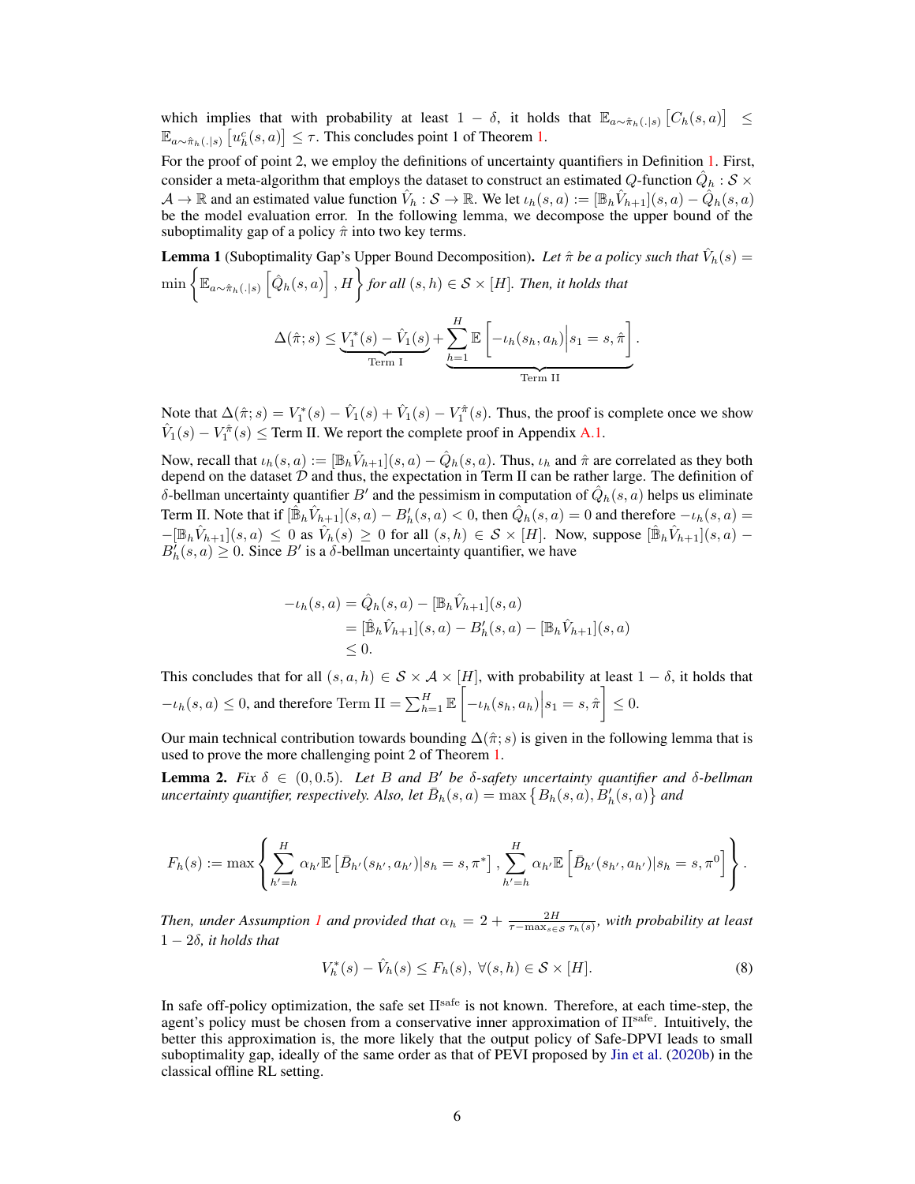which implies that with probability at least $1 - \delta$, it holds that $\mathbb{E}_{a\sim\hat{\pi}_h(.|s)}\left[C_h(s,a)\right] \leq \mathbb{E}_{a\sim\hat{\pi}_h(.|s)}\left[u_h^c(s,a)\right] \leq \tau$. This concludes point 1 of Theorem 1.

For the proof of point 2, we employ the definitions of uncertainty quantifiers in Definition 1. First, consider a meta-algorithm that employs the dataset to construct an estimated $Q$-function $\hat{Q}_h : \mathcal{S} \times \mathcal{A} \to \mathbb{R}$ and an estimated value function $\hat{V}_h : \mathcal{S} \to \mathbb{R}$. We let $\iota_h(s,a) := [\mathbb{B}_h\hat{V}_{h+1}](s,a) - \hat{Q}_h(s,a)$ be the model evaluation error. In the following lemma, we decompose the upper bound of the suboptimality gap of a policy $\hat{\pi}$ into two key terms.

**Lemma 1** (Suboptimality Gap's Upper Bound Decomposition). *Let $\hat{\pi}$ be a policy such that $\hat{V}_h(s) = \min\left\{\mathbb{E}_{a\sim\hat{\pi}_h(.|s)}\left[\hat{Q}_h(s,a)\right], H\right\}$ for all $(s,h) \in \mathcal{S} \times [H]$. Then, it holds that*

$$
\Delta(\hat{\pi}; s) \leq \underbrace{V_1^*(s) - \hat{V}_1(s)}_{\text{Term I}} + \underbrace{\sum_{h=1}^{H} \mathbb{E}\left[-\iota_h(s_h, a_h)\Big|s_1 = s, \hat{\pi}\right]}_{\text{Term II}}.
$$

Note that $\Delta(\hat{\pi}; s) = V_1^*(s) - \hat{V}_1(s) + \hat{V}_1(s) - V_1^{\hat{\pi}}(s)$. Thus, the proof is complete once we show $\hat{V}_1(s) - V_1^{\hat{\pi}}(s) \leq$ Term II. We report the complete proof in Appendix A.1.

Now, recall that $\iota_h(s,a) := [\mathbb{B}_h\hat{V}_{h+1}](s,a) - \hat{Q}_h(s,a)$. Thus, $\iota_h$ and $\hat{\pi}$ are correlated as they both depend on the dataset $\mathcal{D}$ and thus, the expectation in Term II can be rather large. The definition of $\delta$-bellman uncertainty quantifier $B'$ and the pessimism in computation of $\hat{Q}_h(s,a)$ helps us eliminate Term II. Note that if $[\hat{\mathbb{B}}_h\hat{V}_{h+1}](s,a) - B_h'(s,a) < 0$, then $\hat{Q}_h(s,a) = 0$ and therefore $-\iota_h(s,a) = -[\mathbb{B}_h\hat{V}_{h+1}](s,a) \leq 0$ as $\hat{V}_h(s) \geq 0$ for all $(s,h) \in \mathcal{S} \times [H]$. Now, suppose $[\hat{\mathbb{B}}_h\hat{V}_{h+1}](s,a) - B_h'(s,a) \geq 0$. Since $B'$ is a $\delta$-bellman uncertainty quantifier, we have

$$
\begin{aligned}
-\iota_h(s,a) &= \hat{Q}_h(s,a) - [\mathbb{B}_h\hat{V}_{h+1}](s,a) \\
&= [\hat{\mathbb{B}}_h\hat{V}_{h+1}](s,a) - B_h'(s,a) - [\mathbb{B}_h\hat{V}_{h+1}](s,a) \\
&\leq 0.
\end{aligned}
$$

This concludes that for all $(s,a,h) \in \mathcal{S} \times \mathcal{A} \times [H]$, with probability at least $1 - \delta$, it holds that $-\iota_h(s,a) \leq 0$, and therefore Term II $= \sum_{h=1}^{H} \mathbb{E}\left[-\iota_h(s_h,a_h)\Big|s_1 = s, \hat{\pi}\right] \leq 0$.

Our main technical contribution towards bounding $\Delta(\hat{\pi}; s)$ is given in the following lemma that is used to prove the more challenging point 2 of Theorem 1.

**Lemma 2.** *Fix $\delta \in (0, 0.5)$. Let $B$ and $B'$ be $\delta$-safety uncertainty quantifier and $\delta$-bellman uncertainty quantifier, respectively. Also, let $\bar{B}_h(s,a) = \max\left\{B_h(s,a), B_h'(s,a)\right\}$ and*

$$
F_h(s) := \max\left\{\sum_{h'=h}^{H} \alpha_{h'}\mathbb{E}\left[\bar{B}_{h'}(s_{h'}, a_{h'})|s_h = s, \pi^*\right], \sum_{h'=h}^{H} \alpha_{h'}\mathbb{E}\left[\bar{B}_{h'}(s_{h'}, a_{h'})|s_h = s, \pi^0\right]\right\}.
$$

*Then, under Assumption 1 and provided that $\alpha_h = 2 + \frac{2H}{\tau - \max_{s\in\mathcal{S}} \tau_h(s)}$, with probability at least $1 - 2\delta$, it holds that*

$$
V_h^*(s) - \hat{V}_h(s) \leq F_h(s), \ \forall(s,h) \in \mathcal{S} \times [H]. \tag{8}
$$

In safe off-policy optimization, the safe set $\Pi^{\text{safe}}$ is not known. Therefore, at each time-step, the agent's policy must be chosen from a conservative inner approximation of $\Pi^{\text{safe}}$. Intuitively, the better this approximation is, the more likely that the output policy of Safe-DPVI leads to small suboptimality gap, ideally of the same order as that of PEVI proposed by Jin et al. (2020b) in the classical offline RL setting.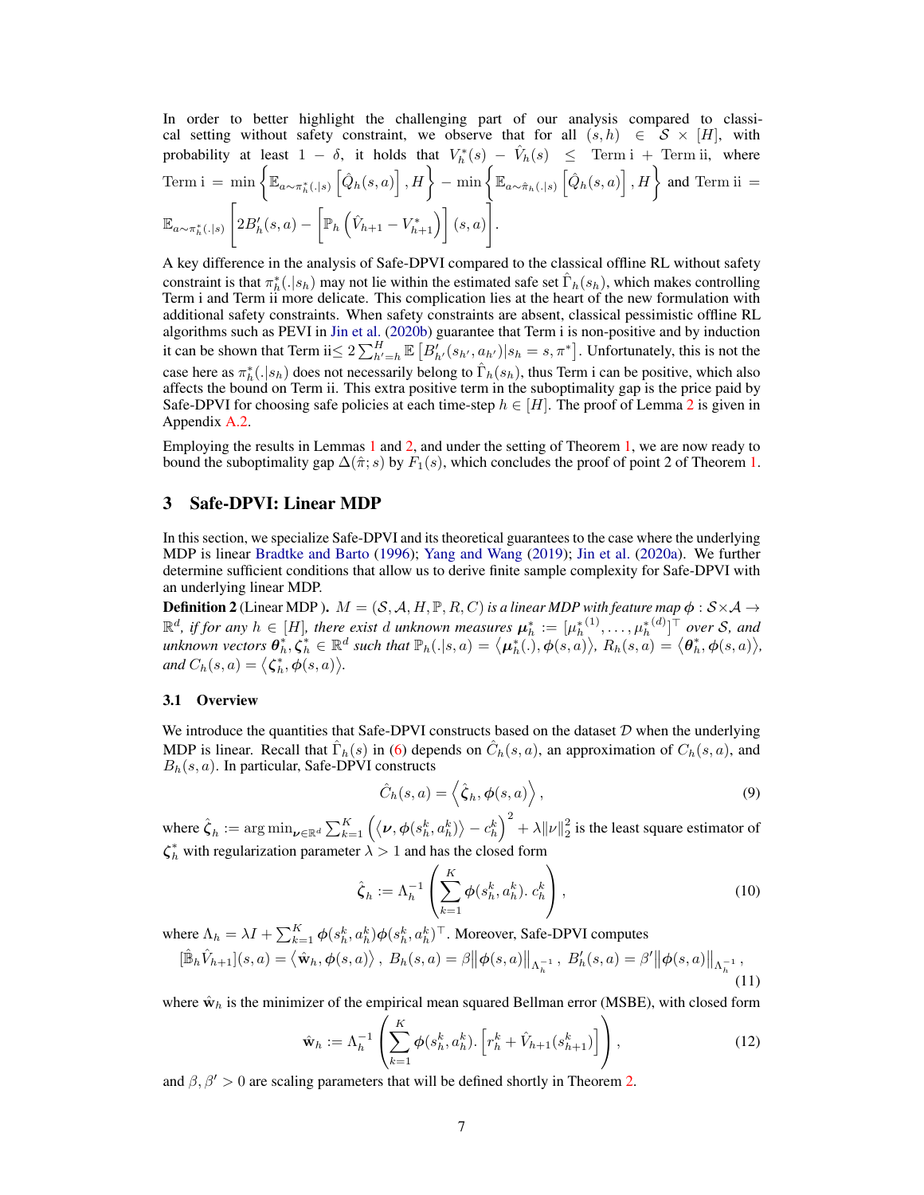In order to better highlight the challenging part of our analysis compared to classical setting without safety constraint, we observe that for all $(s, h) \in \mathcal{S} \times [H]$, with probability at least $1 - \delta$, it holds that $V_h^*(s) - \hat{V}_h(s) \leq$ Term i + Term ii, where Term i $= \min\left\{\mathbb{E}_{a \sim \pi_h^*(.|s)}\left[\hat{Q}_h(s,a)\right], H\right\} - \min\left\{\mathbb{E}_{a \sim \hat{\pi}_h(.|s)}\left[\hat{Q}_h(s,a)\right], H\right\}$ and Term ii $=$ $\mathbb{E}_{a \sim \pi_h^*(.|s)}\left[2B_h'(s,a) - \left[\mathbb{P}_h\left(\hat{V}_{h+1} - V_{h+1}^*\right)\right](s,a)\right]$.

A key difference in the analysis of Safe-DPVI compared to the classical offline RL without safety constraint is that $\pi_h^*(.|s_h)$ may not lie within the estimated safe set $\hat{\Gamma}_h(s_h)$, which makes controlling Term i and Term ii more delicate. This complication lies at the heart of the new formulation with additional safety constraints. When safety constraints are absent, classical pessimistic offline RL algorithms such as PEVI in Jin et al. (2020b) guarantee that Term i is non-positive and by induction it can be shown that Term ii$\leq 2\sum_{h'=h}^{H} \mathbb{E}\left[B_{h'}'(s_{h'}, a_{h'})|s_h = s, \pi^*\right]$. Unfortunately, this is not the case here as $\pi_h^*(.|s_h)$ does not necessarily belong to $\hat{\Gamma}_h(s_h)$, thus Term i can be positive, which also affects the bound on Term ii. This extra positive term in the suboptimality gap is the price paid by Safe-DPVI for choosing safe policies at each time-step $h \in [H]$. The proof of Lemma 2 is given in Appendix A.2.

Employing the results in Lemmas 1 and 2, and under the setting of Theorem 1, we are now ready to bound the suboptimality gap $\Delta(\hat{\pi}; s)$ by $F_1(s)$, which concludes the proof of point 2 of Theorem 1.

## 3 Safe-DPVI: Linear MDP

In this section, we specialize Safe-DPVI and its theoretical guarantees to the case where the underlying MDP is linear Bradtke and Barto (1996); Yang and Wang (2019); Jin et al. (2020a). We further determine sufficient conditions that allow us to derive finite sample complexity for Safe-DPVI with an underlying linear MDP.

**Definition 2** (Linear MDP). *$M = (\mathcal{S}, \mathcal{A}, H, \mathbb{P}, R, C)$ is a linear MDP with feature map $\boldsymbol{\phi} : \mathcal{S} \times \mathcal{A} \to \mathbb{R}^d$, if for any $h \in [H]$, there exist $d$ unknown measures $\boldsymbol{\mu}_h^* := [{\mu_h^*}^{(1)}, \ldots, {\mu_h^*}^{(d)}]^\top$ over $\mathcal{S}$, and unknown vectors $\boldsymbol{\theta}_h^*, \boldsymbol{\zeta}_h^* \in \mathbb{R}^d$ such that $\mathbb{P}_h(.|s,a) = \langle \boldsymbol{\mu}_h^*(.), \boldsymbol{\phi}(s,a) \rangle$, $R_h(s,a) = \langle \boldsymbol{\theta}_h^*, \boldsymbol{\phi}(s,a) \rangle$, and $C_h(s,a) = \langle \boldsymbol{\zeta}_h^*, \boldsymbol{\phi}(s,a) \rangle$.*

### 3.1 Overview

We introduce the quantities that Safe-DPVI constructs based on the dataset $\mathcal{D}$ when the underlying MDP is linear. Recall that $\hat{\Gamma}_h(s)$ in (6) depends on $\hat{C}_h(s,a)$, an approximation of $C_h(s,a)$, and $B_h(s,a)$. In particular, Safe-DPVI constructs

$$\hat{C}_h(s,a) = \left\langle \hat{\boldsymbol{\zeta}}_h, \boldsymbol{\phi}(s,a) \right\rangle, \tag{9}$$

where $\hat{\boldsymbol{\zeta}}_h := \arg\min_{\boldsymbol{\nu} \in \mathbb{R}^d} \sum_{k=1}^{K} \left(\left\langle \boldsymbol{\nu}, \boldsymbol{\phi}(s_h^k, a_h^k) \right\rangle - c_h^k\right)^2 + \lambda \|\nu\|_2^2$ is the least square estimator of $\boldsymbol{\zeta}_h^*$ with regularization parameter $\lambda > 1$ and has the closed form

$$\hat{\boldsymbol{\zeta}}_h := \Lambda_h^{-1}\left(\sum_{k=1}^{K} \boldsymbol{\phi}(s_h^k, a_h^k).\, c_h^k\right), \tag{10}$$

where $\Lambda_h = \lambda I + \sum_{k=1}^{K} \boldsymbol{\phi}(s_h^k, a_h^k)\boldsymbol{\phi}(s_h^k, a_h^k)^\top$. Moreover, Safe-DPVI computes

$$[\hat{\mathbb{B}}_h \hat{V}_{h+1}](s,a) = \left\langle \hat{\mathbf{w}}_h, \boldsymbol{\phi}(s,a) \right\rangle, \; B_h(s,a) = \beta \left\|\boldsymbol{\phi}(s,a)\right\|_{\Lambda_h^{-1}}, \; B_h'(s,a) = \beta' \left\|\boldsymbol{\phi}(s,a)\right\|_{\Lambda_h^{-1}}, \tag{11}$$

where $\hat{\mathbf{w}}_h$ is the minimizer of the empirical mean squared Bellman error (MSBE), with closed form

$$\hat{\mathbf{w}}_h := \Lambda_h^{-1}\left(\sum_{k=1}^{K} \boldsymbol{\phi}(s_h^k, a_h^k).\left[r_h^k + \hat{V}_{h+1}(s_{h+1}^k)\right]\right), \tag{12}$$

and $\beta, \beta' > 0$ are scaling parameters that will be defined shortly in Theorem 2.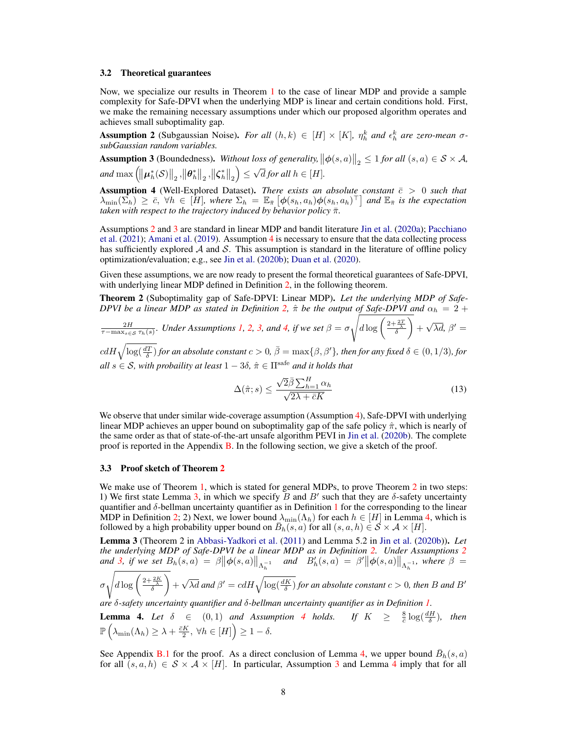### 3.2 Theoretical guarantees

Now, we specialize our results in Theorem 1 to the case of linear MDP and provide a sample complexity for Safe-DPVI when the underlying MDP is linear and certain conditions hold. First, we make the remaining necessary assumptions under which our proposed algorithm operates and achieves small suboptimality gap.

**Assumption 2** (Subgaussian Noise). *For all $(h,k) \in [H] \times [K]$, $\eta_h^k$ and $\epsilon_h^k$ are zero-mean $\sigma$-subGaussian random variables.*

**Assumption 3** (Boundedness). *Without loss of generality, $\left\|\phi(s,a)\right\|_2 \leq 1$ for all $(s,a) \in \mathcal{S} \times \mathcal{A}$, and $\max\left(\left\|\mu_h^*(\mathcal{S})\right\|_2, \left\|\theta_h^*\right\|_2, \left\|\zeta_h^*\right\|_2\right) \leq \sqrt{d}$ for all $h \in [H]$.*

**Assumption 4** (Well-Explored Dataset). *There exists an absolute constant $\bar{c} > 0$ such that $\lambda_{\min}(\Sigma_h) \geq \bar{c}$, $\forall h \in [H]$, where $\Sigma_h = \mathbb{E}_{\bar{\pi}}\left[\phi(s_h,a_h)\phi(s_h,a_h)^\top\right]$ and $\mathbb{E}_{\bar{\pi}}$ is the expectation taken with respect to the trajectory induced by behavior policy $\bar{\pi}$.*

Assumptions 2 and 3 are standard in linear MDP and bandit literature Jin et al. (2020a); Pacchiano et al. (2021); Amani et al. (2019). Assumption 4 is necessary to ensure that the data collecting process has sufficiently explored $\mathcal{A}$ and $\mathcal{S}$. This assumption is standard in the literature of offline policy optimization/evaluation; e.g., see Jin et al. (2020b); Duan et al. (2020).

Given these assumptions, we are now ready to present the formal theoretical guarantees of Safe-DPVI, with underlying linear MDP defined in Definition 2, in the following theorem.

**Theorem 2** (Suboptimality gap of Safe-DPVI: Linear MDP). *Let the underlying MDP of Safe-DPVI be a linear MDP as stated in Definition 2, $\hat{\pi}$ be the output of Safe-DPVI and $\alpha_h = 2 + \frac{2H}{\tau - \max_{s \in \mathcal{S}} \tau_h(s)}$. Under Assumptions 1, 2, 3, and 4, if we set $\beta = \sigma\sqrt{d\log\left(\frac{2+\frac{2T}{\lambda}}{\delta}\right)} + \sqrt{\lambda d}$, $\beta' = cdH\sqrt{\log(\frac{dT}{\delta})}$ for an absolute constant $c > 0$, $\bar{\beta} = \max\{\beta, \beta'\}$, then for any fixed $\delta \in (0, 1/3)$, for all $s \in \mathcal{S}$, with probaility at least $1 - 3\delta$, $\hat{\pi} \in \Pi^{\text{safe}}$ and it holds that*

$$\Delta(\hat{\pi}; s) \leq \frac{\sqrt{2}\bar{\beta}\sum_{h=1}^H \alpha_h}{\sqrt{2\lambda + \bar{c}K}} \tag{13}$$

We observe that under similar wide-coverage assumption (Assumption 4), Safe-DPVI with underlying linear MDP achieves an upper bound on suboptimality gap of the safe policy $\hat{\pi}$, which is nearly of the same order as that of state-of-the-art unsafe algorithm PEVI in Jin et al. (2020b). The complete proof is reported in the Appendix B. In the following section, we give a sketch of the proof.

### 3.3 Proof sketch of Theorem 2

We make use of Theorem 1, which is stated for general MDPs, to prove Theorem 2 in two steps: 1) We first state Lemma 3, in which we specify $B$ and $B'$ such that they are $\delta$-safety uncertainty quantifier and $\delta$-bellman uncertainty quantifier as in Definition 1 for the corresponding to the linear MDP in Definition 2; 2) Next, we lower bound $\lambda_{\min}(\Lambda_h)$ for each $h \in [H]$ in Lemma 4, which is followed by a high probability upper bound on $\bar{B}_h(s,a)$ for all $(s,a,h) \in \mathcal{S} \times \mathcal{A} \times [H]$.

**Lemma 3** (Theorem 2 in Abbasi-Yadkori et al. (2011) and Lemma 5.2 in Jin et al. (2020b)). *Let the underlying MDP of Safe-DPVI be a linear MDP as in Definition 2. Under Assumptions 2 and 3, if we set $B_h(s,a) = \beta\left\|\phi(s,a)\right\|_{\Lambda_h^{-1}}$ and $B_h'(s,a) = \beta'\left\|\phi(s,a)\right\|_{\Lambda_h^{-1}}$, where $\beta = \sigma\sqrt{d\log\left(\frac{2+\frac{2K}{\lambda}}{\delta}\right)} + \sqrt{\lambda d}$ and $\beta' = cdH\sqrt{\log(\frac{dK}{\delta})}$ for an absolute constant $c > 0$, then $B$ and $B'$ are $\delta$-safety uncertainty quantifier and $\delta$-bellman uncertainty quantifier as in Definition 1.*

**Lemma 4.** *Let $\delta \in (0,1)$ and Assumption 4 holds. If $K \geq \frac{8}{\bar{c}}\log(\frac{dH}{\delta})$, then $\mathbb{P}\left(\lambda_{\min}(\Lambda_h) \geq \lambda + \frac{\bar{c}K}{2},\ \forall h \in [H]\right) \geq 1 - \delta$.*

See Appendix B.1 for the proof. As a direct conclusion of Lemma 4, we upper bound $\bar{B}_h(s,a)$ for all $(s,a,h) \in \mathcal{S} \times \mathcal{A} \times [H]$. In particular, Assumption 3 and Lemma 4 imply that for all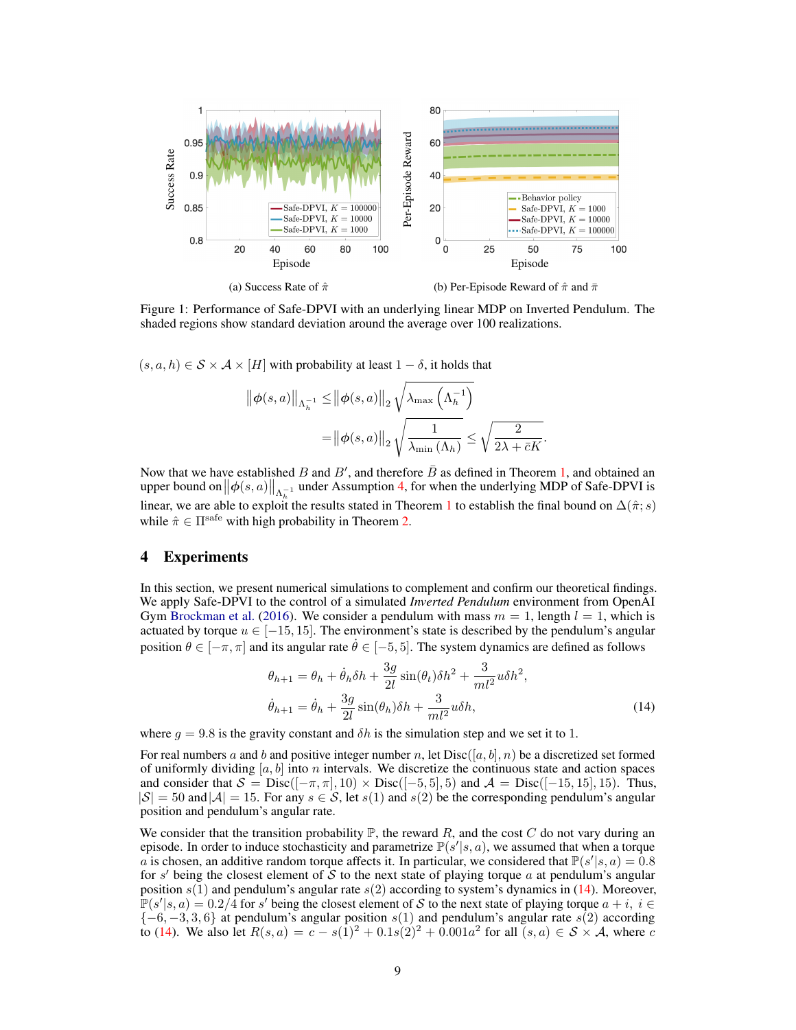Figure 1: Performance of Safe-DPVI with an underlying linear MDP on Inverted Pendulum. The shaded regions show standard deviation around the average over 100 realizations.

(a) Success Rate of $\hat{\pi}$

(b) Per-Episode Reward of $\hat{\pi}$ and $\bar{\pi}$

$(s, a, h) \in \mathcal{S} \times \mathcal{A} \times [H]$ with probability at least $1 - \delta$, it holds that

$$
\begin{aligned}
\left\| \phi(s,a) \right\|_{\Lambda_h^{-1}} &\leq \left\| \phi(s,a) \right\|_2 \sqrt{\lambda_{\max}\left(\Lambda_h^{-1}\right)} \\
&= \left\| \phi(s,a) \right\|_2 \sqrt{\frac{1}{\lambda_{\min}\left(\Lambda_h\right)}} \leq \sqrt{\frac{2}{2\lambda + \bar{c}K}}.
\end{aligned}
$$

Now that we have established $B$ and $B'$, and therefore $\bar{B}$ as defined in Theorem 1, and obtained an upper bound on $\left\| \phi(s,a) \right\|_{\Lambda_h^{-1}}$ under Assumption 4, for when the underlying MDP of Safe-DPVI is linear, we are able to exploit the results stated in Theorem 1 to establish the final bound on $\Delta(\hat{\pi}; s)$ while $\hat{\pi} \in \Pi^{\text{safe}}$ with high probability in Theorem 2.

## 4 Experiments

In this section, we present numerical simulations to complement and confirm our theoretical findings. We apply Safe-DPVI to the control of a simulated *Inverted Pendulum* environment from OpenAI Gym Brockman et al. (2016). We consider a pendulum with mass $m = 1$, length $l = 1$, which is actuated by torque $u \in [-15, 15]$. The environment's state is described by the pendulum's angular position $\theta \in [-\pi, \pi]$ and its angular rate $\dot{\theta} \in [-5, 5]$. The system dynamics are defined as follows

$$
\begin{aligned}
\theta_{h+1} &= \theta_h + \dot{\theta}_h \delta h + \frac{3g}{2l} \sin(\theta_t) \delta h^2 + \frac{3}{ml^2} u \delta h^2, \\
\dot{\theta}_{h+1} &= \dot{\theta}_h + \frac{3g}{2l} \sin(\theta_h) \delta h + \frac{3}{ml^2} u \delta h,
\end{aligned} \tag{14}
$$

where $g = 9.8$ is the gravity constant and $\delta h$ is the simulation step and we set it to 1.

For real numbers $a$ and $b$ and positive integer number $n$, let $\text{Disc}([a, b], n)$ be a discretized set formed of uniformly dividing $[a, b]$ into $n$ intervals. We discretize the continuous state and action spaces and consider that $\mathcal{S} = \text{Disc}([-\pi, \pi], 10) \times \text{Disc}([-5, 5], 5)$ and $\mathcal{A} = \text{Disc}([-15, 15], 15)$. Thus, $|\mathcal{S}| = 50$ and $|\mathcal{A}| = 15$. For any $s \in \mathcal{S}$, let $s(1)$ and $s(2)$ be the corresponding pendulum's angular position and pendulum's angular rate.

We consider that the transition probability $\mathbb{P}$, the reward $R$, and the cost $C$ do not vary during an episode. In order to induce stochasticity and parametrize $\mathbb{P}(s'|s, a)$, we assumed that when a torque $a$ is chosen, an additive random torque affects it. In particular, we considered that $\mathbb{P}(s'|s, a) = 0.8$ for $s'$ being the closest element of $\mathcal{S}$ to the next state of playing torque $a$ at pendulum's angular position $s(1)$ and pendulum's angular rate $s(2)$ according to system's dynamics in (14). Moreover, $\mathbb{P}(s'|s, a) = 0.2/4$ for $s'$ being the closest element of $\mathcal{S}$ to the next state of playing torque $a + i$, $i \in \{-6, -3, 3, 6\}$ at pendulum's angular position $s(1)$ and pendulum's angular rate $s(2)$ according to (14). We also let $R(s, a) = c - s(1)^2 + 0.1 s(2)^2 + 0.001 a^2$ for all $(s, a) \in \mathcal{S} \times \mathcal{A}$, where $c$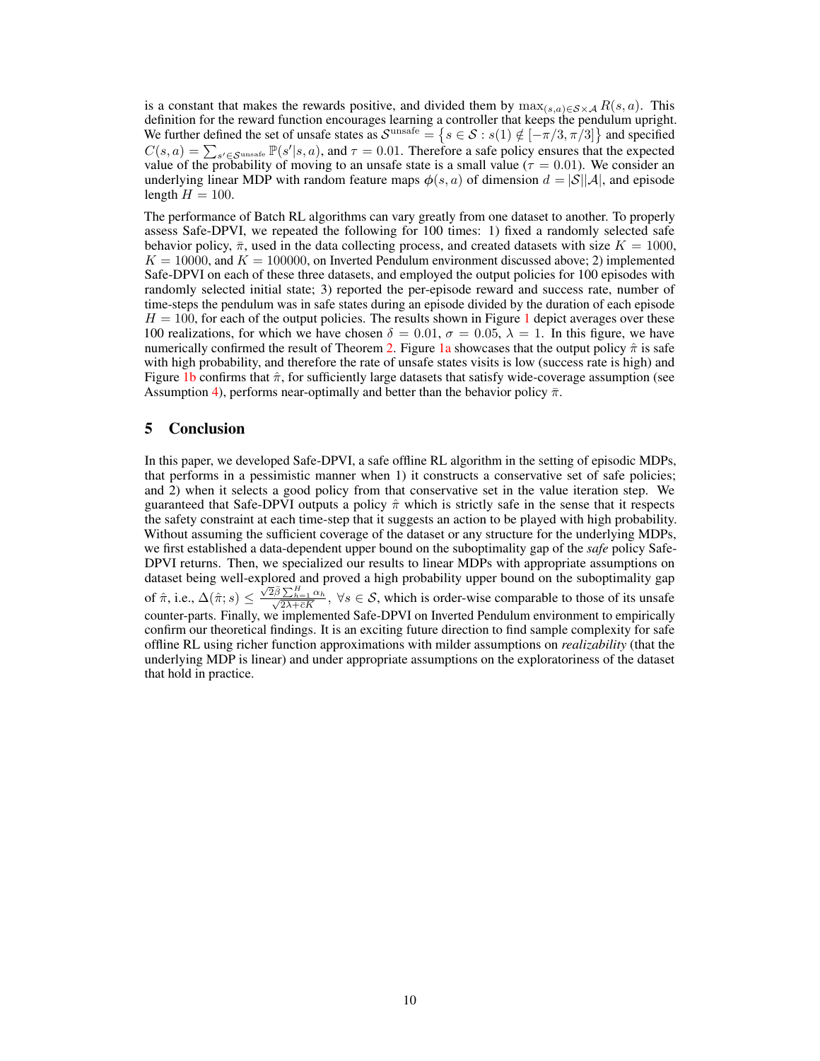is a constant that makes the rewards positive, and divided them by $\max_{(s,a)\in\mathcal{S}\times\mathcal{A}} R(s,a)$. This definition for the reward function encourages learning a controller that keeps the pendulum upright. We further defined the set of unsafe states as $\mathcal{S}^{\text{unsafe}} = \left\{s \in \mathcal{S} : s(1) \notin [-\pi/3, \pi/3]\right\}$ and specified $C(s,a) = \sum_{s'\in\mathcal{S}^{\text{unsafe}}} \mathbb{P}(s'|s,a)$, and $\tau = 0.01$. Therefore a safe policy ensures that the expected value of the probability of moving to an unsafe state is a small value ($\tau = 0.01$). We consider an underlying linear MDP with random feature maps $\phi(s,a)$ of dimension $d = |\mathcal{S}||\mathcal{A}|$, and episode length $H = 100$.

The performance of Batch RL algorithms can vary greatly from one dataset to another. To properly assess Safe-DPVI, we repeated the following for 100 times: 1) fixed a randomly selected safe behavior policy, $\bar{\pi}$, used in the data collecting process, and created datasets with size $K = 1000$, $K = 10000$, and $K = 100000$, on Inverted Pendulum environment discussed above; 2) implemented Safe-DPVI on each of these three datasets, and employed the output policies for 100 episodes with randomly selected initial state; 3) reported the per-episode reward and success rate, number of time-steps the pendulum was in safe states during an episode divided by the duration of each episode $H = 100$, for each of the output policies. The results shown in Figure 1 depict averages over these 100 realizations, for which we have chosen $\delta = 0.01$, $\sigma = 0.05$, $\lambda = 1$. In this figure, we have numerically confirmed the result of Theorem 2. Figure 1a showcases that the output policy $\hat{\pi}$ is safe with high probability, and therefore the rate of unsafe states visits is low (success rate is high) and Figure 1b confirms that $\hat{\pi}$, for sufficiently large datasets that satisfy wide-coverage assumption (see Assumption 4), performs near-optimally and better than the behavior policy $\bar{\pi}$.

## 5 Conclusion

In this paper, we developed Safe-DPVI, a safe offline RL algorithm in the setting of episodic MDPs, that performs in a pessimistic manner when 1) it constructs a conservative set of safe policies; and 2) when it selects a good policy from that conservative set in the value iteration step. We guaranteed that Safe-DPVI outputs a policy $\hat{\pi}$ which is strictly safe in the sense that it respects the safety constraint at each time-step that it suggests an action to be played with high probability. Without assuming the sufficient coverage of the dataset or any structure for the underlying MDPs, we first established a data-dependent upper bound on the suboptimality gap of the *safe* policy Safe-DPVI returns. Then, we specialized our results to linear MDPs with appropriate assumptions on dataset being well-explored and proved a high probability upper bound on the suboptimality gap of $\hat{\pi}$, i.e., $\Delta(\hat{\pi}; s) \leq \frac{\sqrt{2}\bar{\beta}\sum_{h=1}^{H}\alpha_h}{\sqrt{2\lambda+\bar{c}K}}$, $\forall s \in \mathcal{S}$, which is order-wise comparable to those of its unsafe counter-parts. Finally, we implemented Safe-DPVI on Inverted Pendulum environment to empirically confirm our theoretical findings. It is an exciting future direction to find sample complexity for safe offline RL using richer function approximations with milder assumptions on *realizability* (that the underlying MDP is linear) and under appropriate assumptions on the exploratoriness of the dataset that hold in practice.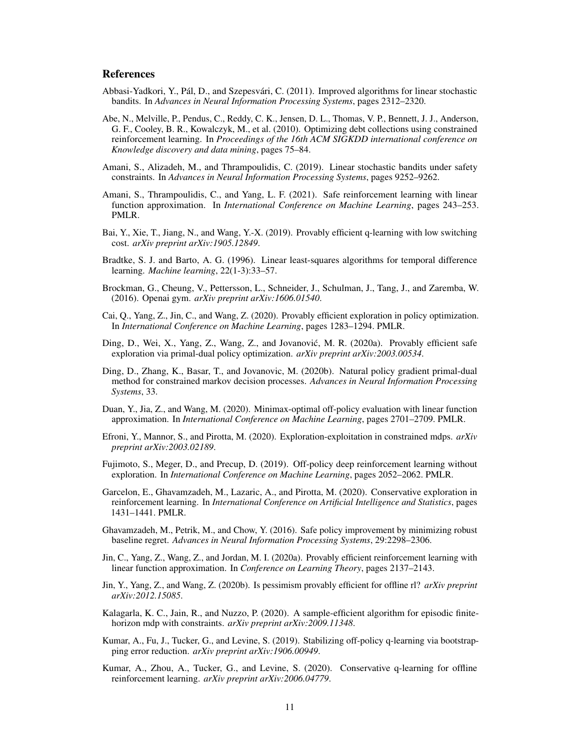## References

Abbasi-Yadkori, Y., Pál, D., and Szepesvári, C. (2011). Improved algorithms for linear stochastic bandits. In *Advances in Neural Information Processing Systems*, pages 2312–2320.

Abe, N., Melville, P., Pendus, C., Reddy, C. K., Jensen, D. L., Thomas, V. P., Bennett, J. J., Anderson, G. F., Cooley, B. R., Kowalczyk, M., et al. (2010). Optimizing debt collections using constrained reinforcement learning. In *Proceedings of the 16th ACM SIGKDD international conference on Knowledge discovery and data mining*, pages 75–84.

Amani, S., Alizadeh, M., and Thrampoulidis, C. (2019). Linear stochastic bandits under safety constraints. In *Advances in Neural Information Processing Systems*, pages 9252–9262.

Amani, S., Thrampoulidis, C., and Yang, L. F. (2021). Safe reinforcement learning with linear function approximation. In *International Conference on Machine Learning*, pages 243–253. PMLR.

Bai, Y., Xie, T., Jiang, N., and Wang, Y.-X. (2019). Provably efficient q-learning with low switching cost. *arXiv preprint arXiv:1905.12849*.

Bradtke, S. J. and Barto, A. G. (1996). Linear least-squares algorithms for temporal difference learning. *Machine learning*, 22(1-3):33–57.

Brockman, G., Cheung, V., Pettersson, L., Schneider, J., Schulman, J., Tang, J., and Zaremba, W. (2016). Openai gym. *arXiv preprint arXiv:1606.01540*.

Cai, Q., Yang, Z., Jin, C., and Wang, Z. (2020). Provably efficient exploration in policy optimization. In *International Conference on Machine Learning*, pages 1283–1294. PMLR.

Ding, D., Wei, X., Yang, Z., Wang, Z., and Jovanović, M. R. (2020a). Provably efficient safe exploration via primal-dual policy optimization. *arXiv preprint arXiv:2003.00534*.

Ding, D., Zhang, K., Basar, T., and Jovanovic, M. (2020b). Natural policy gradient primal-dual method for constrained markov decision processes. *Advances in Neural Information Processing Systems*, 33.

Duan, Y., Jia, Z., and Wang, M. (2020). Minimax-optimal off-policy evaluation with linear function approximation. In *International Conference on Machine Learning*, pages 2701–2709. PMLR.

Efroni, Y., Mannor, S., and Pirotta, M. (2020). Exploration-exploitation in constrained mdps. *arXiv preprint arXiv:2003.02189*.

Fujimoto, S., Meger, D., and Precup, D. (2019). Off-policy deep reinforcement learning without exploration. In *International Conference on Machine Learning*, pages 2052–2062. PMLR.

Garcelon, E., Ghavamzadeh, M., Lazaric, A., and Pirotta, M. (2020). Conservative exploration in reinforcement learning. In *International Conference on Artificial Intelligence and Statistics*, pages 1431–1441. PMLR.

Ghavamzadeh, M., Petrik, M., and Chow, Y. (2016). Safe policy improvement by minimizing robust baseline regret. *Advances in Neural Information Processing Systems*, 29:2298–2306.

Jin, C., Yang, Z., Wang, Z., and Jordan, M. I. (2020a). Provably efficient reinforcement learning with linear function approximation. In *Conference on Learning Theory*, pages 2137–2143.

Jin, Y., Yang, Z., and Wang, Z. (2020b). Is pessimism provably efficient for offline rl? *arXiv preprint arXiv:2012.15085*.

Kalagarla, K. C., Jain, R., and Nuzzo, P. (2020). A sample-efficient algorithm for episodic finite-horizon mdp with constraints. *arXiv preprint arXiv:2009.11348*.

Kumar, A., Fu, J., Tucker, G., and Levine, S. (2019). Stabilizing off-policy q-learning via bootstrapping error reduction. *arXiv preprint arXiv:1906.00949*.

Kumar, A., Zhou, A., Tucker, G., and Levine, S. (2020). Conservative q-learning for offline reinforcement learning. *arXiv preprint arXiv:2006.04779*.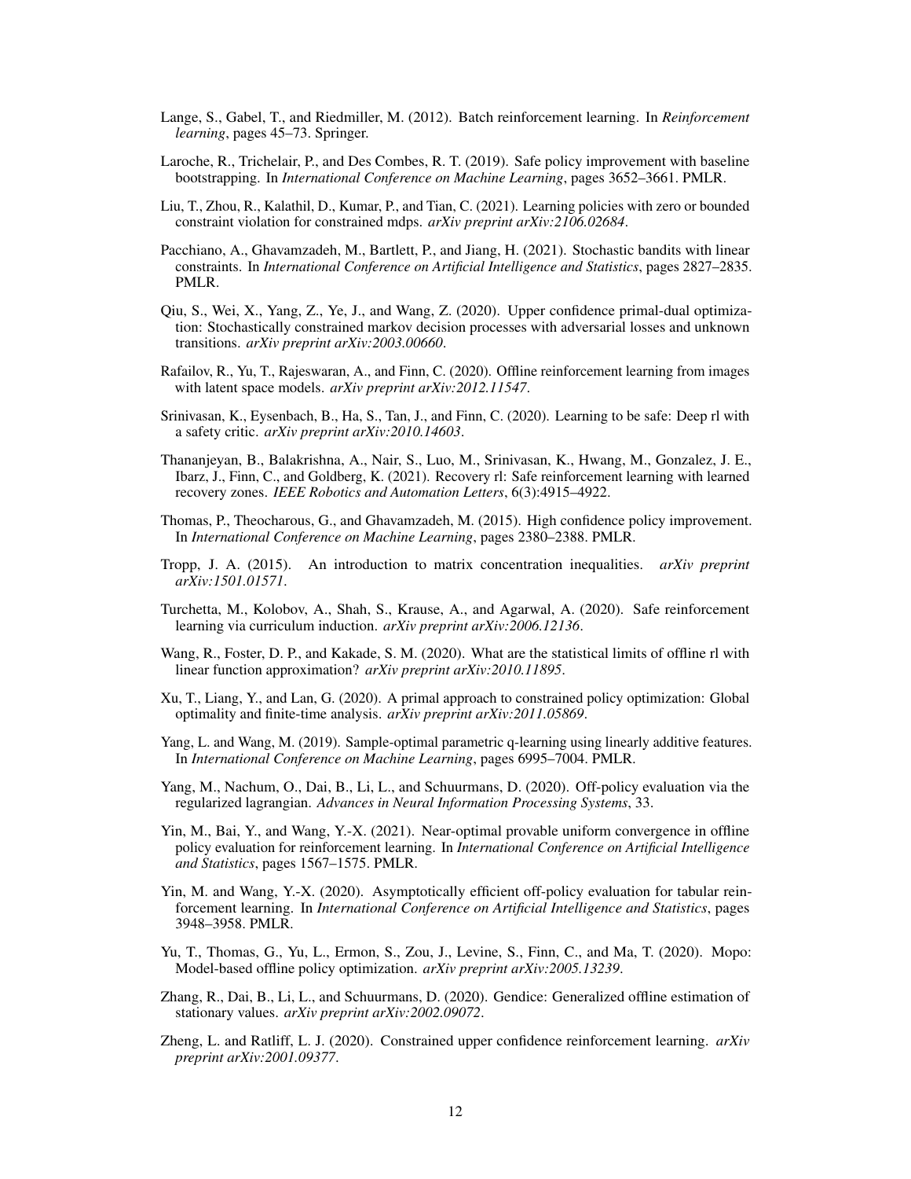Lange, S., Gabel, T., and Riedmiller, M. (2012). Batch reinforcement learning. In *Reinforcement learning*, pages 45–73. Springer.

Laroche, R., Trichelair, P., and Des Combes, R. T. (2019). Safe policy improvement with baseline bootstrapping. In *International Conference on Machine Learning*, pages 3652–3661. PMLR.

Liu, T., Zhou, R., Kalathil, D., Kumar, P., and Tian, C. (2021). Learning policies with zero or bounded constraint violation for constrained mdps. *arXiv preprint arXiv:2106.02684*.

Pacchiano, A., Ghavamzadeh, M., Bartlett, P., and Jiang, H. (2021). Stochastic bandits with linear constraints. In *International Conference on Artificial Intelligence and Statistics*, pages 2827–2835. PMLR.

Qiu, S., Wei, X., Yang, Z., Ye, J., and Wang, Z. (2020). Upper confidence primal-dual optimization: Stochastically constrained markov decision processes with adversarial losses and unknown transitions. *arXiv preprint arXiv:2003.00660*.

Rafailov, R., Yu, T., Rajeswaran, A., and Finn, C. (2020). Offline reinforcement learning from images with latent space models. *arXiv preprint arXiv:2012.11547*.

Srinivasan, K., Eysenbach, B., Ha, S., Tan, J., and Finn, C. (2020). Learning to be safe: Deep rl with a safety critic. *arXiv preprint arXiv:2010.14603*.

Thananjeyan, B., Balakrishna, A., Nair, S., Luo, M., Srinivasan, K., Hwang, M., Gonzalez, J. E., Ibarz, J., Finn, C., and Goldberg, K. (2021). Recovery rl: Safe reinforcement learning with learned recovery zones. *IEEE Robotics and Automation Letters*, 6(3):4915–4922.

Thomas, P., Theocharous, G., and Ghavamzadeh, M. (2015). High confidence policy improvement. In *International Conference on Machine Learning*, pages 2380–2388. PMLR.

Tropp, J. A. (2015). An introduction to matrix concentration inequalities. *arXiv preprint arXiv:1501.01571*.

Turchetta, M., Kolobov, A., Shah, S., Krause, A., and Agarwal, A. (2020). Safe reinforcement learning via curriculum induction. *arXiv preprint arXiv:2006.12136*.

Wang, R., Foster, D. P., and Kakade, S. M. (2020). What are the statistical limits of offline rl with linear function approximation? *arXiv preprint arXiv:2010.11895*.

Xu, T., Liang, Y., and Lan, G. (2020). A primal approach to constrained policy optimization: Global optimality and finite-time analysis. *arXiv preprint arXiv:2011.05869*.

Yang, L. and Wang, M. (2019). Sample-optimal parametric q-learning using linearly additive features. In *International Conference on Machine Learning*, pages 6995–7004. PMLR.

Yang, M., Nachum, O., Dai, B., Li, L., and Schuurmans, D. (2020). Off-policy evaluation via the regularized lagrangian. *Advances in Neural Information Processing Systems*, 33.

Yin, M., Bai, Y., and Wang, Y.-X. (2021). Near-optimal provable uniform convergence in offline policy evaluation for reinforcement learning. In *International Conference on Artificial Intelligence and Statistics*, pages 1567–1575. PMLR.

Yin, M. and Wang, Y.-X. (2020). Asymptotically efficient off-policy evaluation for tabular reinforcement learning. In *International Conference on Artificial Intelligence and Statistics*, pages 3948–3958. PMLR.

Yu, T., Thomas, G., Yu, L., Ermon, S., Zou, J., Levine, S., Finn, C., and Ma, T. (2020). Mopo: Model-based offline policy optimization. *arXiv preprint arXiv:2005.13239*.

Zhang, R., Dai, B., Li, L., and Schuurmans, D. (2020). Gendice: Generalized offline estimation of stationary values. *arXiv preprint arXiv:2002.09072*.

Zheng, L. and Ratliff, L. J. (2020). Constrained upper confidence reinforcement learning. *arXiv preprint arXiv:2001.09377*.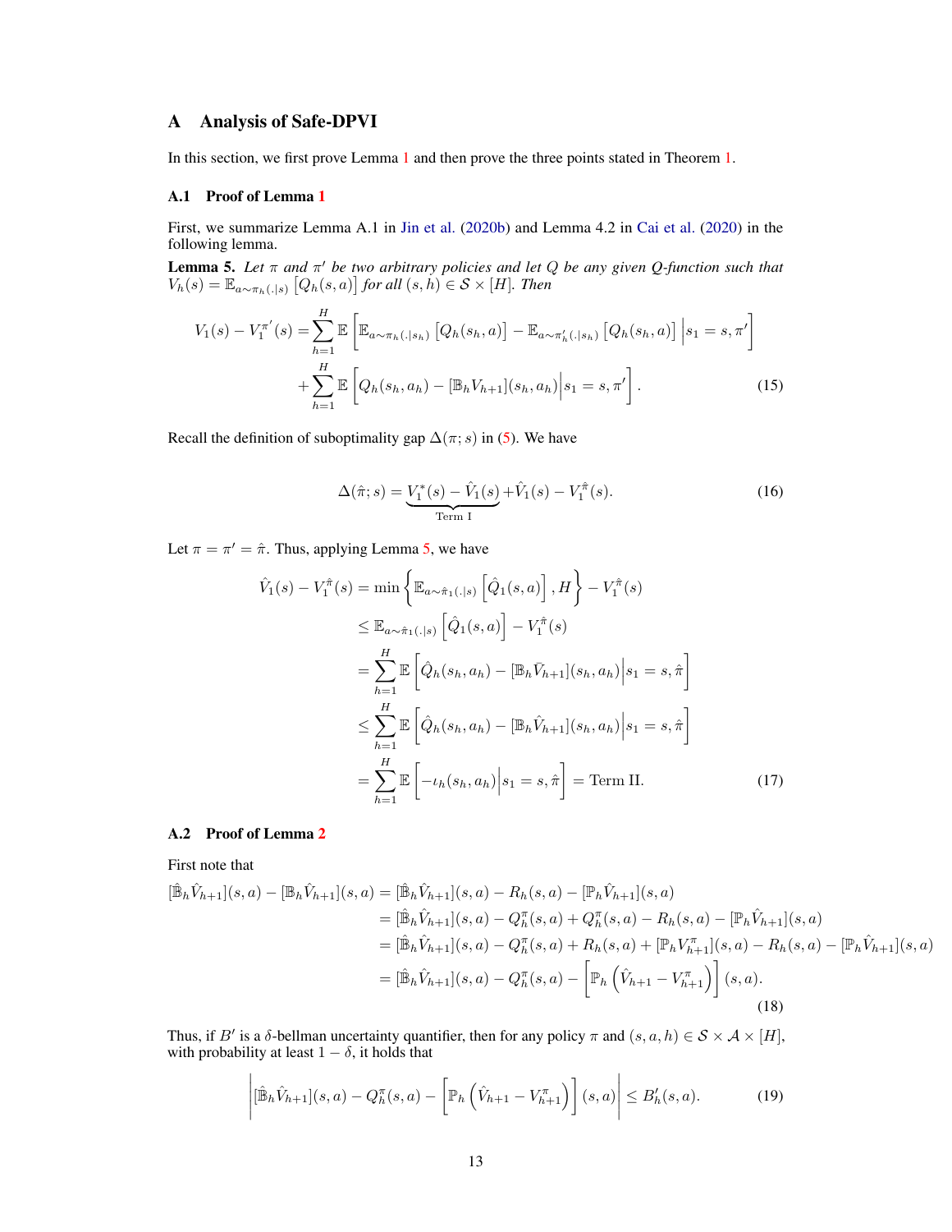# A Analysis of Safe-DPVI

In this section, we first prove Lemma 1 and then prove the three points stated in Theorem 1.

## A.1 Proof of Lemma 1

First, we summarize Lemma A.1 in Jin et al. (2020b) and Lemma 4.2 in Cai et al. (2020) in the following lemma.

**Lemma 5.** *Let $\pi$ and $\pi'$ be two arbitrary policies and let $Q$ be any given Q-function such that $V_h(s) = \mathbb{E}_{a\sim\pi_h(.|s)}\left[Q_h(s,a)\right]$ for all $(s,h) \in \mathcal{S} \times [H]$. Then*

$$
\begin{aligned}
V_1(s) - V_1^{\pi'}(s) = &\sum_{h=1}^{H} \mathbb{E}\left[\mathbb{E}_{a\sim\pi_h(.|s_h)}\left[Q_h(s_h,a)\right] - \mathbb{E}_{a\sim\pi'_h(.|s_h)}\left[Q_h(s_h,a)\right] \,\Big|\, s_1 = s, \pi'\right] \\
&+ \sum_{h=1}^{H} \mathbb{E}\left[Q_h(s_h,a_h) - [\mathbb{B}_h V_{h+1}](s_h,a_h) \Big| s_1 = s, \pi'\right]. \qquad (15)
\end{aligned}
$$

Recall the definition of suboptimality gap $\Delta(\pi; s)$ in (5). We have

$$
\Delta(\hat{\pi}; s) = \underbrace{V_1^*(s) - \hat{V}_1(s)}_{\text{Term I}} + \hat{V}_1(s) - V_1^{\hat{\pi}}(s). \qquad (16)
$$

Let $\pi = \pi' = \hat{\pi}$. Thus, applying Lemma 5, we have

$$
\begin{aligned}
\hat{V}_1(s) - V_1^{\hat{\pi}}(s) &= \min\left\{\mathbb{E}_{a\sim\hat{\pi}_1(.|s)}\left[\hat{Q}_1(s,a)\right], H\right\} - V_1^{\hat{\pi}}(s) \\
&\leq \mathbb{E}_{a\sim\hat{\pi}_1(.|s)}\left[\hat{Q}_1(s,a)\right] - V_1^{\hat{\pi}}(s) \\
&= \sum_{h=1}^{H} \mathbb{E}\left[\hat{Q}_h(s_h,a_h) - [\mathbb{B}_h \bar{V}_{h+1}](s_h,a_h) \Big| s_1 = s, \hat{\pi}\right] \\
&\leq \sum_{h=1}^{H} \mathbb{E}\left[\hat{Q}_h(s_h,a_h) - [\mathbb{B}_h \hat{V}_{h+1}](s_h,a_h) \Big| s_1 = s, \hat{\pi}\right] \\
&= \sum_{h=1}^{H} \mathbb{E}\left[-\iota_h(s_h,a_h) \Big| s_1 = s, \hat{\pi}\right] = \text{Term II}. \qquad (17)
\end{aligned}
$$

## A.2 Proof of Lemma 2

First note that

$$
\begin{aligned}
[\hat{\mathbb{B}}_h \hat{V}_{h+1}](s,a) - [\mathbb{B}_h \hat{V}_{h+1}](s,a) &= [\hat{\mathbb{B}}_h \hat{V}_{h+1}](s,a) - R_h(s,a) - [\mathbb{P}_h \hat{V}_{h+1}](s,a) \\
&= [\hat{\mathbb{B}}_h \hat{V}_{h+1}](s,a) - Q_h^{\pi}(s,a) + Q_h^{\pi}(s,a) - R_h(s,a) - [\mathbb{P}_h \hat{V}_{h+1}](s,a) \\
&= [\hat{\mathbb{B}}_h \hat{V}_{h+1}](s,a) - Q_h^{\pi}(s,a) + R_h(s,a) + [\mathbb{P}_h V_{h+1}^{\pi}](s,a) - R_h(s,a) - [\mathbb{P}_h \hat{V}_{h+1}](s,a) \\
&= [\hat{\mathbb{B}}_h \hat{V}_{h+1}](s,a) - Q_h^{\pi}(s,a) - \left[\mathbb{P}_h\left(\hat{V}_{h+1} - V_{h+1}^{\pi}\right)\right](s,a). \qquad (18)
\end{aligned}
$$

Thus, if $B'$ is a $\delta$-bellman uncertainty quantifier, then for any policy $\pi$ and $(s,a,h) \in \mathcal{S} \times \mathcal{A} \times [H]$, with probability at least $1-\delta$, it holds that

$$
\left| [\hat{\mathbb{B}}_h \hat{V}_{h+1}](s,a) - Q_h^{\pi}(s,a) - \left[\mathbb{P}_h\left(\hat{V}_{h+1} - V_{h+1}^{\pi}\right)\right](s,a) \right| \leq B'_h(s,a). \qquad (19)
$$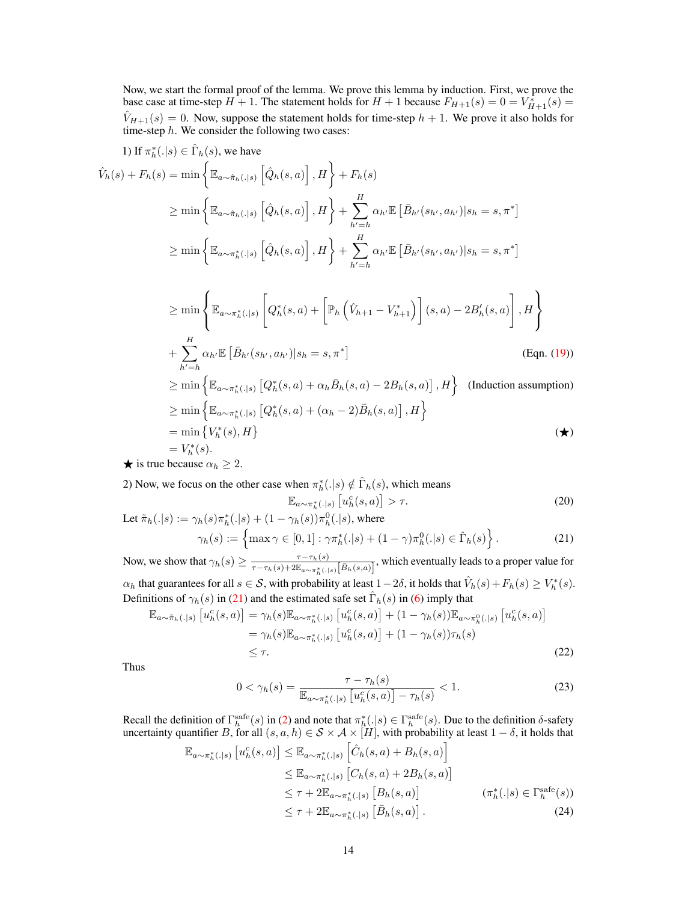Now, we start the formal proof of the lemma. We prove this lemma by induction. First, we prove the base case at time-step $H+1$. The statement holds for $H+1$ because $F_{H+1}(s) = 0 = V^*_{H+1}(s) = \hat{V}_{H+1}(s) = 0$. Now, suppose the statement holds for time-step $h+1$. We prove it also holds for time-step $h$. We consider the following two cases:

1) If $\pi^*_h(.|s) \in \hat{\Gamma}_h(s)$, we have

$$
\begin{aligned}
\hat{V}_h(s) + F_h(s) &= \min\left\{ \mathbb{E}_{a\sim\hat{\pi}_h(.|s)}\left[\hat{Q}_h(s,a)\right], H\right\} + F_h(s) \\
&\geq \min\left\{ \mathbb{E}_{a\sim\hat{\pi}_h(.|s)}\left[\hat{Q}_h(s,a)\right], H\right\} + \sum_{h'=h}^{H} \alpha_{h'} \mathbb{E}\left[\bar{B}_{h'}(s_{h'}, a_{h'})|s_h = s, \pi^*\right] \\
&\geq \min\left\{ \mathbb{E}_{a\sim\pi^*_h(.|s)}\left[\hat{Q}_h(s,a)\right], H\right\} + \sum_{h'=h}^{H} \alpha_{h'} \mathbb{E}\left[\bar{B}_{h'}(s_{h'}, a_{h'})|s_h = s, \pi^*\right] \\
&\geq \min\left\{ \mathbb{E}_{a\sim\pi^*_h(.|s)}\left[Q^*_h(s,a) + \left[\mathbb{P}_h\left(\hat{V}_{h+1} - V^*_{h+1}\right)\right](s,a) - 2B'_h(s,a)\right], H\right\} \\
&\quad + \sum_{h'=h}^{H} \alpha_{h'} \mathbb{E}\left[\bar{B}_{h'}(s_{h'}, a_{h'})|s_h = s, \pi^*\right] && \text{(Eqn. (19))} \\
&\geq \min\left\{ \mathbb{E}_{a\sim\pi^*_h(.|s)}\left[Q^*_h(s,a) + \alpha_h \bar{B}_h(s,a) - 2B_h(s,a)\right], H\right\} && \text{(Induction assumption)} \\
&\geq \min\left\{ \mathbb{E}_{a\sim\pi^*_h(.|s)}\left[Q^*_h(s,a) + (\alpha_h - 2)\bar{B}_h(s,a)\right], H\right\} \\
&= \min\left\{V^*_h(s), H\right\} && (\bigstar) \\
&= V^*_h(s).
\end{aligned}
$$

$\bigstar$ is true because $\alpha_h \geq 2$.

2) Now, we focus on the other case when $\pi^*_h(.|s) \notin \hat{\Gamma}_h(s)$, which means

$$
\mathbb{E}_{a\sim\pi^*_h(.|s)}\left[u^c_h(s,a)\right] > \tau. \tag{20}
$$

Let $\tilde{\pi}_h(.|s) := \gamma_h(s)\pi^*_h(.|s) + (1-\gamma_h(s))\pi^0_h(.|s)$, where

$$
\gamma_h(s) := \left\{\max \gamma \in [0,1] : \gamma\pi^*_h(.|s) + (1-\gamma)\pi^0_h(.|s) \in \hat{\Gamma}_h(s)\right\}. \tag{21}
$$

Now, we show that $\gamma_h(s) \geq \frac{\tau - \tau_h(s)}{\tau - \tau_h(s) + 2\mathbb{E}_{a\sim\pi^*_h(.|s)}\left[\bar{B}_h(s,a)\right]}$, which eventually leads to a proper value for $\alpha_h$ that guarantees for all $s \in \mathcal{S}$, with probability at least $1-2\delta$, it holds that $\hat{V}_h(s) + F_h(s) \geq V^*_h(s)$. Definitions of $\gamma_h(s)$ in (21) and the estimated safe set $\hat{\Gamma}_h(s)$ in (6) imply that

$$
\begin{aligned}
\mathbb{E}_{a\sim\tilde{\pi}_h(.|s)}\left[u^c_h(s,a)\right] &= \gamma_h(s)\mathbb{E}_{a\sim\pi^*_h(.|s)}\left[u^c_h(s,a)\right] + (1-\gamma_h(s))\mathbb{E}_{a\sim\pi^0_h(.|s)}\left[u^c_h(s,a)\right] \\
&= \gamma_h(s)\mathbb{E}_{a\sim\pi^*_h(.|s)}\left[u^c_h(s,a)\right] + (1-\gamma_h(s))\tau_h(s) \\
&\leq \tau.
\end{aligned} \tag{22}
$$

Thus

$$
0 < \gamma_h(s) = \frac{\tau - \tau_h(s)}{\mathbb{E}_{a\sim\pi^*_h(.|s)}\left[u^c_h(s,a)\right] - \tau_h(s)} < 1. \tag{23}
$$

Recall the definition of $\Gamma^{\text{safe}}_h(s)$ in (2) and note that $\pi^*_h(.|s) \in \Gamma^{\text{safe}}_h(s)$. Due to the definition $\delta$-safety uncertainty quantifier $B$, for all $(s,a,h) \in \mathcal{S}\times\mathcal{A}\times[H]$, with probability at least $1-\delta$, it holds that

$$
\begin{aligned}
\mathbb{E}_{a\sim\pi^*_h(.|s)}\left[u^c_h(s,a)\right] &\leq \mathbb{E}_{a\sim\pi^*_h(.|s)}\left[\hat{C}_h(s,a) + B_h(s,a)\right] \\
&\leq \mathbb{E}_{a\sim\pi^*_h(.|s)}\left[C_h(s,a) + 2B_h(s,a)\right] \\
&\leq \tau + 2\mathbb{E}_{a\sim\pi^*_h(.|s)}\left[B_h(s,a)\right] && (\pi^*_h(.|s) \in \Gamma^{\text{safe}}_h(s)) \\
&\leq \tau + 2\mathbb{E}_{a\sim\pi^*_h(.|s)}\left[\bar{B}_h(s,a)\right].
\end{aligned} \tag{24}
$$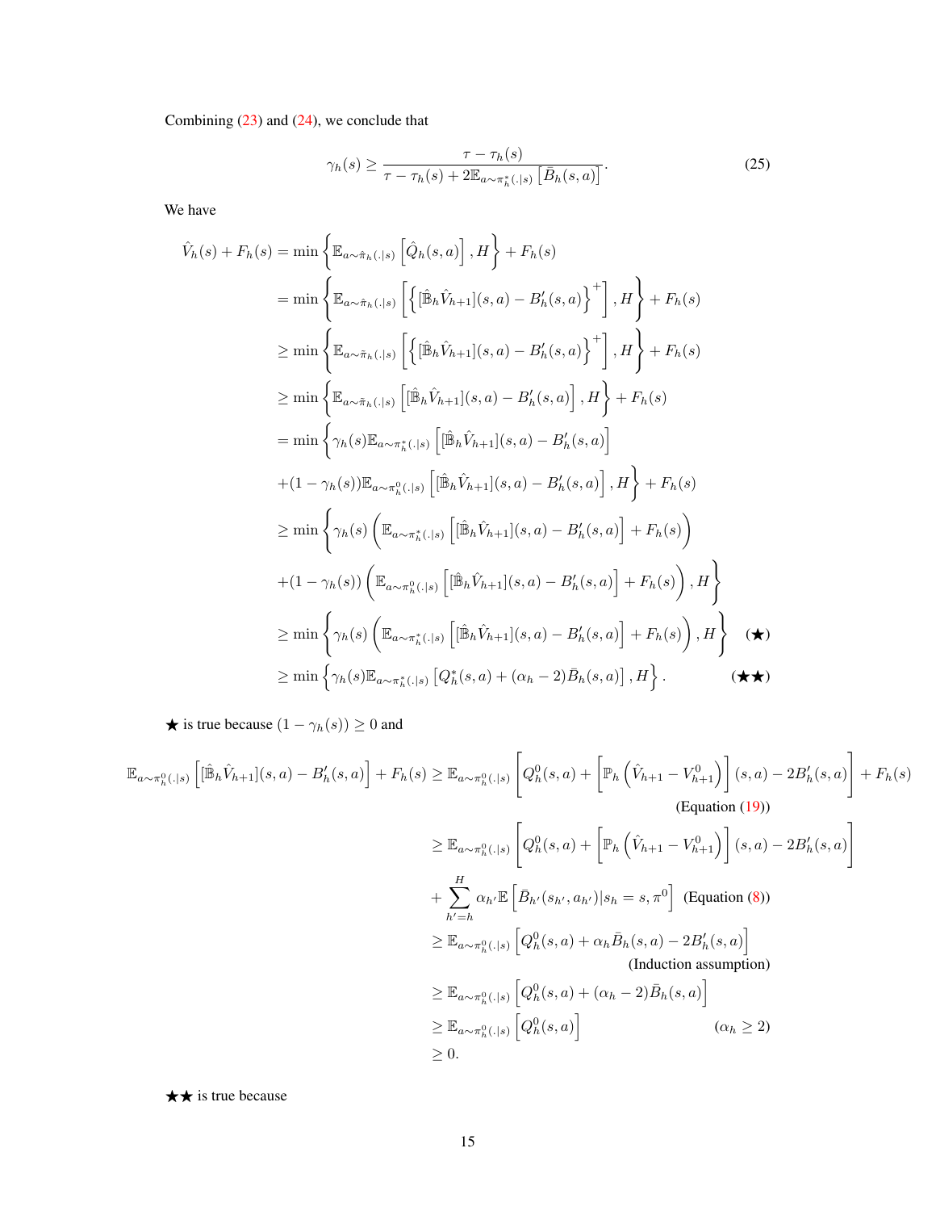Combining (23) and (24), we conclude that

$$\gamma_h(s) \geq \frac{\tau - \tau_h(s)}{\tau - \tau_h(s) + 2\mathbb{E}_{a\sim\pi^*_h(.|s)}\left[\bar{B}_h(s,a)\right]}. \tag{25}$$

We have

$$\begin{aligned}
\hat{V}_h(s) + F_h(s) &= \min\left\{\mathbb{E}_{a\sim\hat{\pi}_h(.|s)}\left[\hat{Q}_h(s,a)\right], H\right\} + F_h(s) \\
&= \min\left\{\mathbb{E}_{a\sim\hat{\pi}_h(.|s)}\left[\left\{[\hat{\mathbb{B}}_h\hat{V}_{h+1}](s,a) - B'_h(s,a)\right\}^+\right], H\right\} + F_h(s) \\
&\geq \min\left\{\mathbb{E}_{a\sim\tilde{\pi}_h(.|s)}\left[\left\{[\hat{\mathbb{B}}_h\hat{V}_{h+1}](s,a) - B'_h(s,a)\right\}^+\right], H\right\} + F_h(s) \\
&\geq \min\left\{\mathbb{E}_{a\sim\tilde{\pi}_h(.|s)}\left[[\hat{\mathbb{B}}_h\hat{V}_{h+1}](s,a) - B'_h(s,a)\right], H\right\} + F_h(s) \\
&= \min\Big\{\gamma_h(s)\mathbb{E}_{a\sim\pi^*_h(.|s)}\left[[\hat{\mathbb{B}}_h\hat{V}_{h+1}](s,a) - B'_h(s,a)\right] \\
&\quad + (1-\gamma_h(s))\mathbb{E}_{a\sim\pi^0_h(.|s)}\left[[\hat{\mathbb{B}}_h\hat{V}_{h+1}](s,a) - B'_h(s,a)\right], H\Big\} + F_h(s) \\
&\geq \min\Big\{\gamma_h(s)\left(\mathbb{E}_{a\sim\pi^*_h(.|s)}\left[[\hat{\mathbb{B}}_h\hat{V}_{h+1}](s,a) - B'_h(s,a)\right] + F_h(s)\right) \\
&\quad + (1-\gamma_h(s))\left(\mathbb{E}_{a\sim\pi^0_h(.|s)}\left[[\hat{\mathbb{B}}_h\hat{V}_{h+1}](s,a) - B'_h(s,a)\right] + F_h(s)\right), H\Big\} \\
&\geq \min\left\{\gamma_h(s)\left(\mathbb{E}_{a\sim\pi^*_h(.|s)}\left[[\hat{\mathbb{B}}_h\hat{V}_{h+1}](s,a) - B'_h(s,a)\right] + F_h(s)\right), H\right\} \quad (\bigstar) \\
&\geq \min\left\{\gamma_h(s)\mathbb{E}_{a\sim\pi^*_h(.|s)}\left[Q^*_h(s,a) + (\alpha_h - 2)\bar{B}_h(s,a)\right], H\right\}. \quad (\bigstar\bigstar)
\end{aligned}$$

$\bigstar$ is true because $(1-\gamma_h(s)) \geq 0$ and

$$\begin{aligned}
\mathbb{E}_{a\sim\pi^0_h(.|s)}\left[[\hat{\mathbb{B}}_h\hat{V}_{h+1}](s,a) - B'_h(s,a)\right] + F_h(s) &\geq \mathbb{E}_{a\sim\pi^0_h(.|s)}\left[Q^0_h(s,a) + \left[\mathbb{P}_h\left(\hat{V}_{h+1} - V^0_{h+1}\right)\right](s,a) - 2B'_h(s,a)\right] + F_h(s) \\
&\qquad \text{(Equation (19))} \\
&\geq \mathbb{E}_{a\sim\pi^0_h(.|s)}\left[Q^0_h(s,a) + \left[\mathbb{P}_h\left(\hat{V}_{h+1} - V^0_{h+1}\right)\right](s,a) - 2B'_h(s,a)\right] \\
&\quad + \sum_{h'=h}^{H}\alpha_{h'}\mathbb{E}\left[\bar{B}_{h'}(s_{h'},a_{h'})|s_h = s, \pi^0\right] \quad \text{(Equation (8))} \\
&\geq \mathbb{E}_{a\sim\pi^0_h(.|s)}\left[Q^0_h(s,a) + \alpha_h\bar{B}_h(s,a) - 2B'_h(s,a)\right] \\
&\qquad \text{(Induction assumption)} \\
&\geq \mathbb{E}_{a\sim\pi^0_h(.|s)}\left[Q^0_h(s,a) + (\alpha_h - 2)\bar{B}_h(s,a)\right] \\
&\geq \mathbb{E}_{a\sim\pi^0_h(.|s)}\left[Q^0_h(s,a)\right] \qquad (\alpha_h \geq 2) \\
&\geq 0.
\end{aligned}$$

$\bigstar\bigstar$ is true because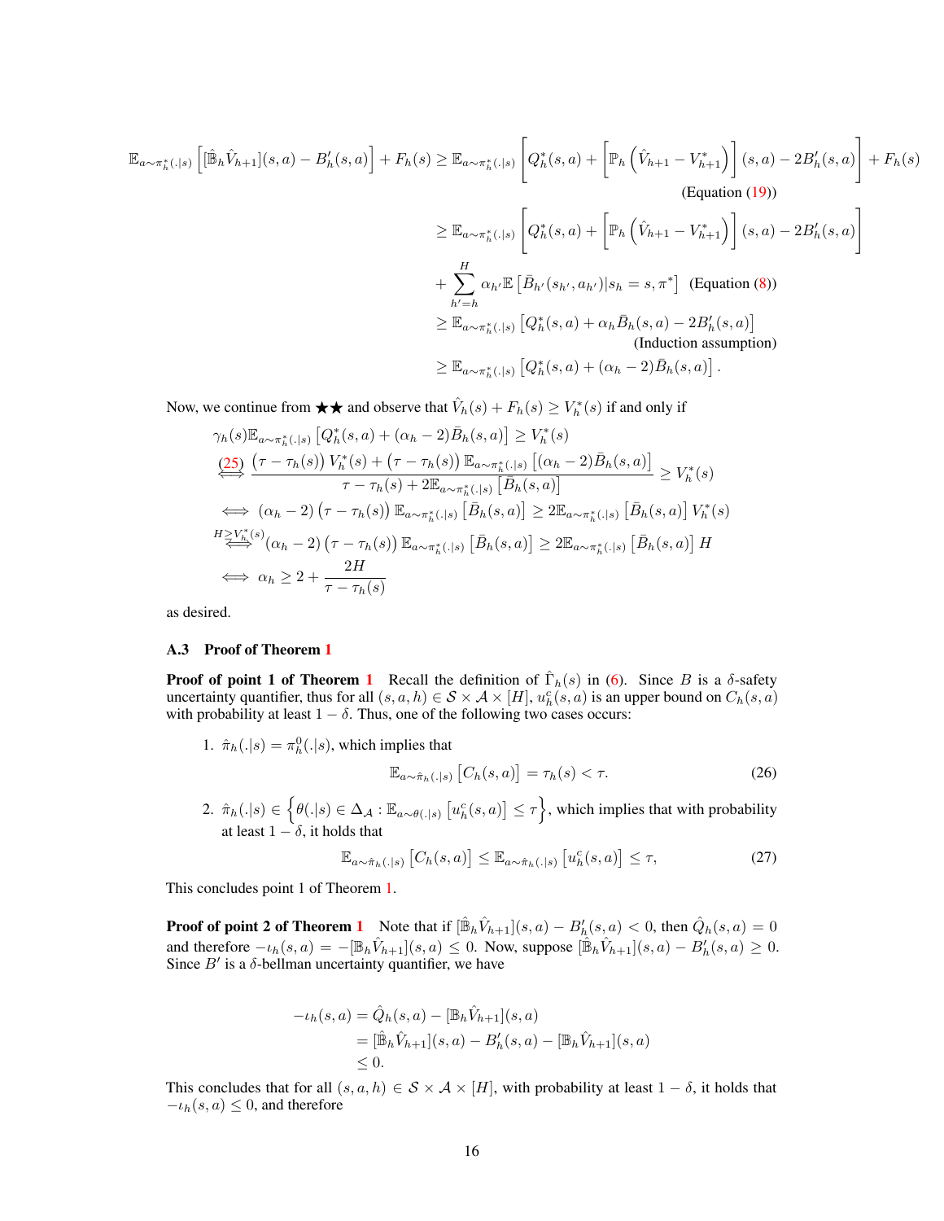$$
\begin{aligned}
\mathbb{E}_{a\sim\pi_h^*(.|s)}\left[[\hat{\mathbb{B}}_h\hat{V}_{h+1}](s,a)-B'_h(s,a)\right]+F_h(s) &\geq \mathbb{E}_{a\sim\pi_h^*(.|s)}\left[Q_h^*(s,a)+\left[\mathbb{P}_h\left(\hat{V}_{h+1}-V_{h+1}^*\right)\right](s,a)-2B'_h(s,a)\right]+F_h(s) \\
&\qquad\qquad\qquad\qquad\qquad\qquad\qquad\qquad\qquad\qquad\qquad \text{(Equation (19))} \\
&\geq \mathbb{E}_{a\sim\pi_h^*(.|s)}\left[Q_h^*(s,a)+\left[\mathbb{P}_h\left(\hat{V}_{h+1}-V_{h+1}^*\right)\right](s,a)-2B'_h(s,a)\right] \\
&\quad+\sum_{h'=h}^{H}\alpha_{h'}\mathbb{E}\left[\bar{B}_{h'}(s_{h'},a_{h'})|s_h=s,\pi^*\right] \quad \text{(Equation (8))} \\
&\geq \mathbb{E}_{a\sim\pi_h^*(.|s)}\left[Q_h^*(s,a)+\alpha_h\bar{B}_h(s,a)-2B'_h(s,a)\right] \\
&\qquad\qquad\qquad\qquad\qquad\qquad\qquad\qquad\qquad \text{(Induction assumption)} \\
&\geq \mathbb{E}_{a\sim\pi_h^*(.|s)}\left[Q_h^*(s,a)+(\alpha_h-2)\bar{B}_h(s,a)\right].
\end{aligned}
$$

Now, we continue from ★★ and observe that $\hat{V}_h(s)+F_h(s)\geq V_h^*(s)$ if and only if

$$
\begin{aligned}
&\gamma_h(s)\mathbb{E}_{a\sim\pi_h^*(.|s)}\left[Q_h^*(s,a)+(\alpha_h-2)\bar{B}_h(s,a)\right]\geq V_h^*(s) \\
\overset{(25)}{\iff}\ & \frac{\left(\tau-\tau_h(s)\right)V_h^*(s)+\left(\tau-\tau_h(s)\right)\mathbb{E}_{a\sim\pi_h^*(.|s)}\left[(\alpha_h-2)\bar{B}_h(s,a)\right]}{\tau-\tau_h(s)+2\mathbb{E}_{a\sim\pi_h^*(.|s)}\left[\bar{B}_h(s,a)\right]}\geq V_h^*(s) \\
\iff\ & (\alpha_h-2)\left(\tau-\tau_h(s)\right)\mathbb{E}_{a\sim\pi_h^*(.|s)}\left[\bar{B}_h(s,a)\right]\geq 2\mathbb{E}_{a\sim\pi_h^*(.|s)}\left[\bar{B}_h(s,a)\right]V_h^*(s) \\
\overset{H\geq V_h^*(s)}{\iff}\ & (\alpha_h-2)\left(\tau-\tau_h(s)\right)\mathbb{E}_{a\sim\pi_h^*(.|s)}\left[\bar{B}_h(s,a)\right]\geq 2\mathbb{E}_{a\sim\pi_h^*(.|s)}\left[\bar{B}_h(s,a)\right]H \\
\iff\ & \alpha_h\geq 2+\frac{2H}{\tau-\tau_h(s)}
\end{aligned}
$$

as desired.

### A.3 Proof of Theorem 1

**Proof of point 1 of Theorem 1** Recall the definition of $\hat{\Gamma}_h(s)$ in (6). Since $B$ is a $\delta$-safety uncertainty quantifier, thus for all $(s,a,h)\in\mathcal{S}\times\mathcal{A}\times[H]$, $u_h^c(s,a)$ is an upper bound on $C_h(s,a)$ with probability at least $1-\delta$. Thus, one of the following two cases occurs:

1. $\hat{\pi}_h(.|s)=\pi_h^0(.|s)$, which implies that
$$
\mathbb{E}_{a\sim\hat{\pi}_h(.|s)}\left[C_h(s,a)\right]=\tau_h(s)<\tau. \tag{26}
$$

2. $\hat{\pi}_h(.|s)\in\left\{\theta(.|s)\in\Delta_{\mathcal{A}}:\mathbb{E}_{a\sim\theta(.|s)}\left[u_h^c(s,a)\right]\leq\tau\right\}$, which implies that with probability at least $1-\delta$, it holds that
$$
\mathbb{E}_{a\sim\hat{\pi}_h(.|s)}\left[C_h(s,a)\right]\leq\mathbb{E}_{a\sim\hat{\pi}_h(.|s)}\left[u_h^c(s,a)\right]\leq\tau, \tag{27}
$$

This concludes point 1 of Theorem 1.

**Proof of point 2 of Theorem 1** Note that if $[\hat{\mathbb{B}}_h\hat{V}_{h+1}](s,a)-B'_h(s,a)<0$, then $\hat{Q}_h(s,a)=0$ and therefore $-\iota_h(s,a)=-[\mathbb{B}_h\hat{V}_{h+1}](s,a)\leq 0$. Now, suppose $[\hat{\mathbb{B}}_h\hat{V}_{h+1}](s,a)-B'_h(s,a)\geq 0$. Since $B'$ is a $\delta$-bellman uncertainty quantifier, we have

$$
\begin{aligned}
-\iota_h(s,a) &= \hat{Q}_h(s,a)-[\mathbb{B}_h\hat{V}_{h+1}](s,a) \\
&= [\hat{\mathbb{B}}_h\hat{V}_{h+1}](s,a)-B'_h(s,a)-[\mathbb{B}_h\hat{V}_{h+1}](s,a) \\
&\leq 0.
\end{aligned}
$$

This concludes that for all $(s,a,h)\in\mathcal{S}\times\mathcal{A}\times[H]$, with probability at least $1-\delta$, it holds that $-\iota_h(s,a)\leq 0$, and therefore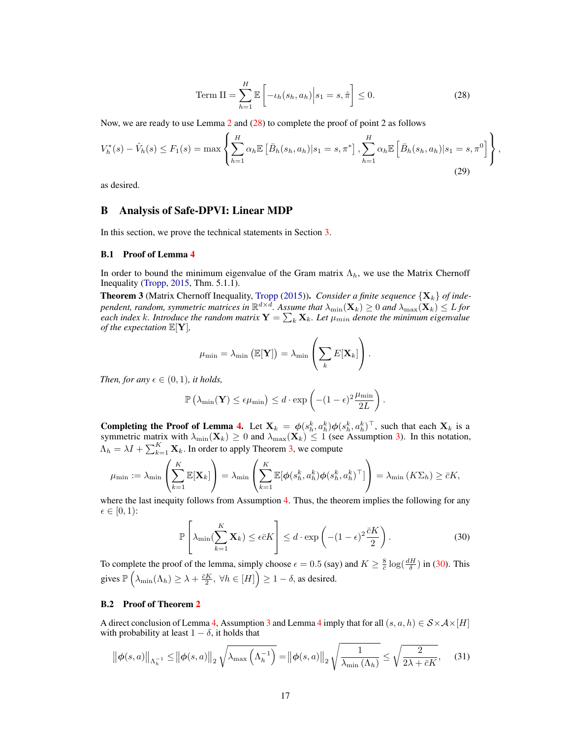$$\text{Term II} = \sum_{h=1}^{H} \mathbb{E}\left[-\iota_h(s_h, a_h)\Big| s_1 = s, \hat{\pi}\right] \leq 0. \tag{28}$$

Now, we are ready to use Lemma 2 and (28) to complete the proof of point 2 as follows

$$V_h^*(s) - \hat{V}_h(s) \leq F_1(s) = \max\left\{\sum_{h=1}^{H} \alpha_h \mathbb{E}\left[\bar{B}_h(s_h, a_h)|s_1 = s, \pi^*\right], \sum_{h=1}^{H} \alpha_h \mathbb{E}\left[\bar{B}_h(s_h, a_h)|s_1 = s, \pi^0\right]\right\}, \tag{29}$$

as desired.

## B Analysis of Safe-DPVI: Linear MDP

In this section, we prove the technical statements in Section 3.

### B.1 Proof of Lemma 4

In order to bound the minimum eigenvalue of the Gram matrix $\Lambda_h$, we use the Matrix Chernoff Inequality (Tropp, 2015, Thm. 5.1.1).

**Theorem 3** (Matrix Chernoff Inequality, Tropp (2015))**.** *Consider a finite sequence $\{\mathbf{X}_k\}$ of independent, random, symmetric matrices in $\mathbb{R}^{d\times d}$. Assume that $\lambda_{\min}(\mathbf{X}_k) \geq 0$ and $\lambda_{\max}(\mathbf{X}_k) \leq L$ for each index $k$. Introduce the random matrix $\mathbf{Y} = \sum_k \mathbf{X}_k$. Let $\mu_{min}$ denote the minimum eigenvalue of the expectation $\mathbb{E}[\mathbf{Y}]$,*

$$\mu_{\min} = \lambda_{\min}\left(\mathbb{E}[\mathbf{Y}]\right) = \lambda_{\min}\left(\sum_k E[\mathbf{X}_k]\right).$$

*Then, for any $\epsilon \in (0, 1)$, it holds,*

$$\mathbb{P}\left(\lambda_{\min}(\mathbf{Y}) \leq \epsilon\mu_{\min}\right) \leq d \cdot \exp\left(-(1-\epsilon)^2 \frac{\mu_{\min}}{2L}\right).$$

**Completing the Proof of Lemma 4.** Let $\mathbf{X}_k = \boldsymbol{\phi}(s_h^k, a_h^k)\boldsymbol{\phi}(s_h^k, a_h^k)^\top$, such that each $\mathbf{X}_k$ is a symmetric matrix with $\lambda_{\min}(\mathbf{X}_k) \geq 0$ and $\lambda_{\max}(\mathbf{X}_k) \leq 1$ (see Assumption 3). In this notation, $\Lambda_h = \lambda I + \sum_{k=1}^{K} \mathbf{X}_k$. In order to apply Theorem 3, we compute

$$\mu_{\min} := \lambda_{\min}\left(\sum_{k=1}^{K} \mathbb{E}[\mathbf{X}_k]\right) = \lambda_{\min}\left(\sum_{k=1}^{K} \mathbb{E}[\boldsymbol{\phi}(s_h^k, a_h^k)\boldsymbol{\phi}(s_h^k, a_h^k)^\top]\right) = \lambda_{\min}\left(K\Sigma_h\right) \geq \bar{c}K,$$

where the last inequity follows from Assumption 4. Thus, the theorem implies the following for any $\epsilon \in [0, 1)$:

$$\mathbb{P}\left[\lambda_{\min}(\sum_{k=1}^{K} \mathbf{X}_k) \leq \epsilon\bar{c}K\right] \leq d \cdot \exp\left(-(1-\epsilon)^2 \frac{\bar{c}K}{2}\right). \tag{30}$$

To complete the proof of the lemma, simply choose $\epsilon = 0.5$ (say) and $K \geq \frac{8}{\bar{c}} \log(\frac{dH}{\delta})$ in (30). This gives $\mathbb{P}\left(\lambda_{\min}(\Lambda_h) \geq \lambda + \frac{\bar{c}K}{2},\ \forall h \in [H]\right) \geq 1 - \delta$, as desired.

### B.2 Proof of Theorem 2

A direct conclusion of Lemma 4, Assumption 3 and Lemma 4 imply that for all $(s, a, h) \in \mathcal{S}\times\mathcal{A}\times[H]$ with probability at least $1 - \delta$, it holds that

$$\left\|\boldsymbol{\phi}(s, a)\right\|_{\Lambda_h^{-1}} \leq \left\|\boldsymbol{\phi}(s, a)\right\|_2 \sqrt{\lambda_{\max}\left(\Lambda_h^{-1}\right)} = \left\|\boldsymbol{\phi}(s, a)\right\|_2 \sqrt{\frac{1}{\lambda_{\min}\left(\Lambda_h\right)}} \leq \sqrt{\frac{2}{2\lambda + \bar{c}K}}, \tag{31}$$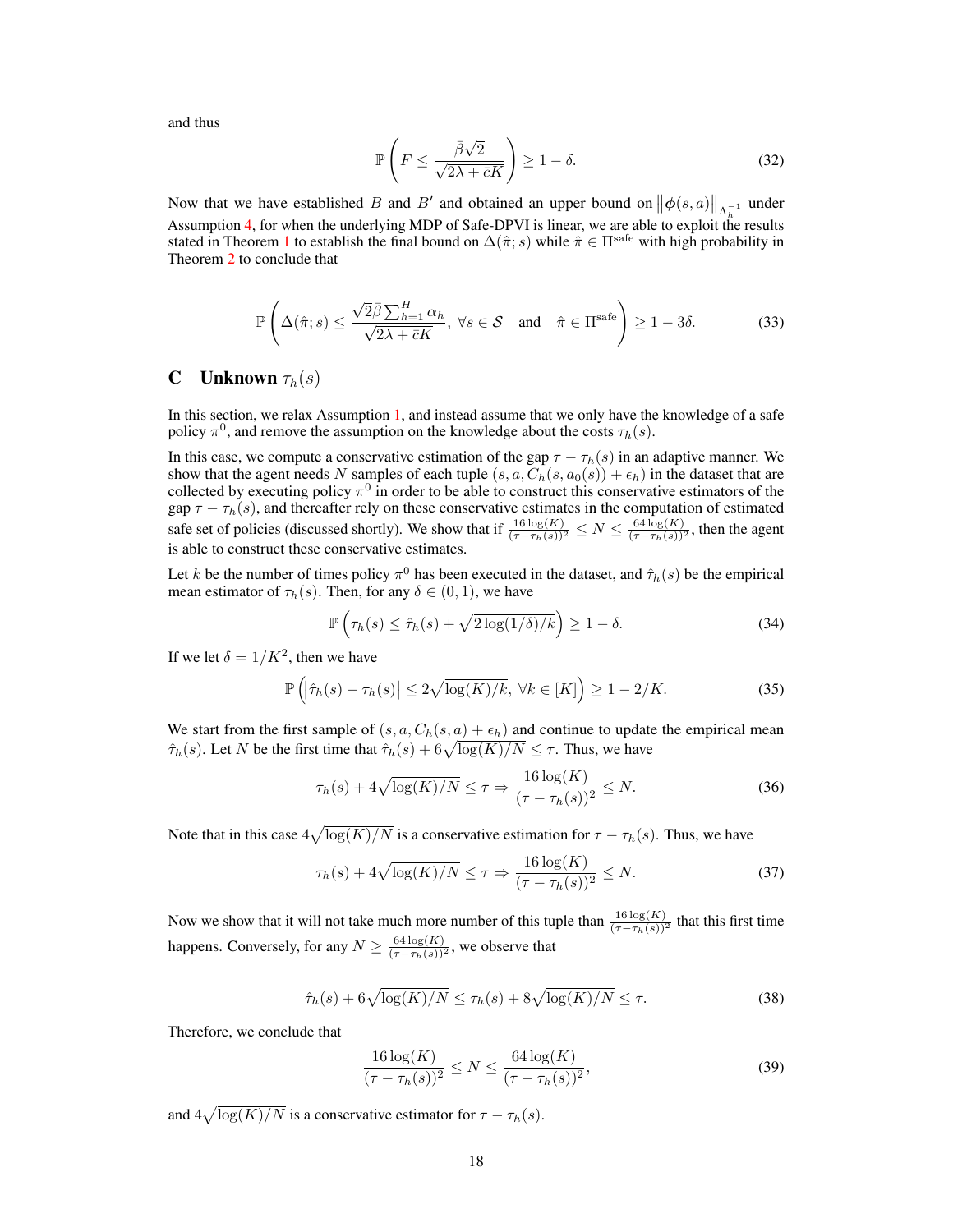and thus

$$\mathbb{P}\left(F \leq \frac{\bar{\beta}\sqrt{2}}{\sqrt{2\lambda + \bar{c}K}}\right) \geq 1 - \delta. \tag{32}$$

Now that we have established $B$ and $B'$ and obtained an upper bound on $\left\|\phi(s,a)\right\|_{\Lambda_h^{-1}}$ under Assumption 4, for when the underlying MDP of Safe-DPVI is linear, we are able to exploit the results stated in Theorem 1 to establish the final bound on $\Delta(\hat{\pi}; s)$ while $\hat{\pi} \in \Pi^{\text{safe}}$ with high probability in Theorem 2 to conclude that

$$\mathbb{P}\left(\Delta(\hat{\pi}; s) \leq \frac{\sqrt{2}\bar{\beta}\sum_{h=1}^{H}\alpha_h}{\sqrt{2\lambda + \bar{c}K}},\ \forall s \in \mathcal{S} \quad \text{and} \quad \hat{\pi} \in \Pi^{\text{safe}}\right) \geq 1 - 3\delta. \tag{33}$$

# C Unknown $\tau_h(s)$

In this section, we relax Assumption 1, and instead assume that we only have the knowledge of a safe policy $\pi^0$, and remove the assumption on the knowledge about the costs $\tau_h(s)$.

In this case, we compute a conservative estimation of the gap $\tau - \tau_h(s)$ in an adaptive manner. We show that the agent needs $N$ samples of each tuple $(s, a, C_h(s, a_0(s)) + \epsilon_h)$ in the dataset that are collected by executing policy $\pi^0$ in order to be able to construct this conservative estimators of the gap $\tau - \tau_h(s)$, and thereafter rely on these conservative estimates in the computation of estimated safe set of policies (discussed shortly). We show that if $\frac{16\log(K)}{(\tau - \tau_h(s))^2} \leq N \leq \frac{64\log(K)}{(\tau - \tau_h(s))^2}$, then the agent is able to construct these conservative estimates.

Let $k$ be the number of times policy $\pi^0$ has been executed in the dataset, and $\hat{\tau}_h(s)$ be the empirical mean estimator of $\tau_h(s)$. Then, for any $\delta \in (0, 1)$, we have

$$\mathbb{P}\left(\tau_h(s) \leq \hat{\tau}_h(s) + \sqrt{2\log(1/\delta)/k}\right) \geq 1 - \delta. \tag{34}$$

If we let $\delta = 1/K^2$, then we have

$$\mathbb{P}\left(\left|\hat{\tau}_h(s) - \tau_h(s)\right| \leq 2\sqrt{\log(K)/k},\ \forall k \in [K]\right) \geq 1 - 2/K. \tag{35}$$

We start from the first sample of $(s, a, C_h(s, a) + \epsilon_h)$ and continue to update the empirical mean $\hat{\tau}_h(s)$. Let $N$ be the first time that $\hat{\tau}_h(s) + 6\sqrt{\log(K)/N} \leq \tau$. Thus, we have

$$\tau_h(s) + 4\sqrt{\log(K)/N} \leq \tau \Rightarrow \frac{16\log(K)}{(\tau - \tau_h(s))^2} \leq N. \tag{36}$$

Note that in this case $4\sqrt{\log(K)/N}$ is a conservative estimation for $\tau - \tau_h(s)$. Thus, we have

$$\tau_h(s) + 4\sqrt{\log(K)/N} \leq \tau \Rightarrow \frac{16\log(K)}{(\tau - \tau_h(s))^2} \leq N. \tag{37}$$

Now we show that it will not take much more number of this tuple than $\frac{16\log(K)}{(\tau - \tau_h(s))^2}$ that this first time happens. Conversely, for any $N \geq \frac{64\log(K)}{(\tau - \tau_h(s))^2}$, we observe that

$$\hat{\tau}_h(s) + 6\sqrt{\log(K)/N} \leq \tau_h(s) + 8\sqrt{\log(K)/N} \leq \tau. \tag{38}$$

Therefore, we conclude that

$$\frac{16\log(K)}{(\tau - \tau_h(s))^2} \leq N \leq \frac{64\log(K)}{(\tau - \tau_h(s))^2}, \tag{39}$$

and $4\sqrt{\log(K)/N}$ is a conservative estimator for $\tau - \tau_h(s)$.